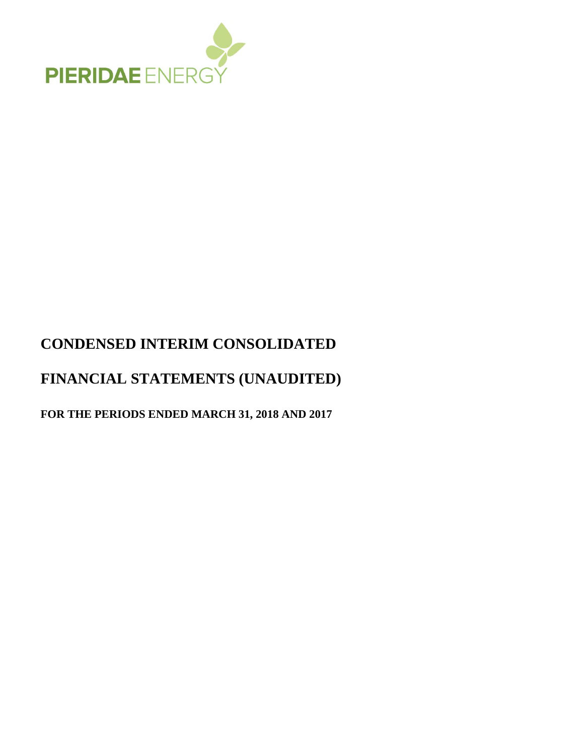PIERIDAE ENERGY

# CONDENSED INTERIM CONSOLIDATED

# FINANCIAL STATEMENTS (UNAUDITED)

### FOR THE PERIODS ENDED MARCH 31, 2018 AND 2017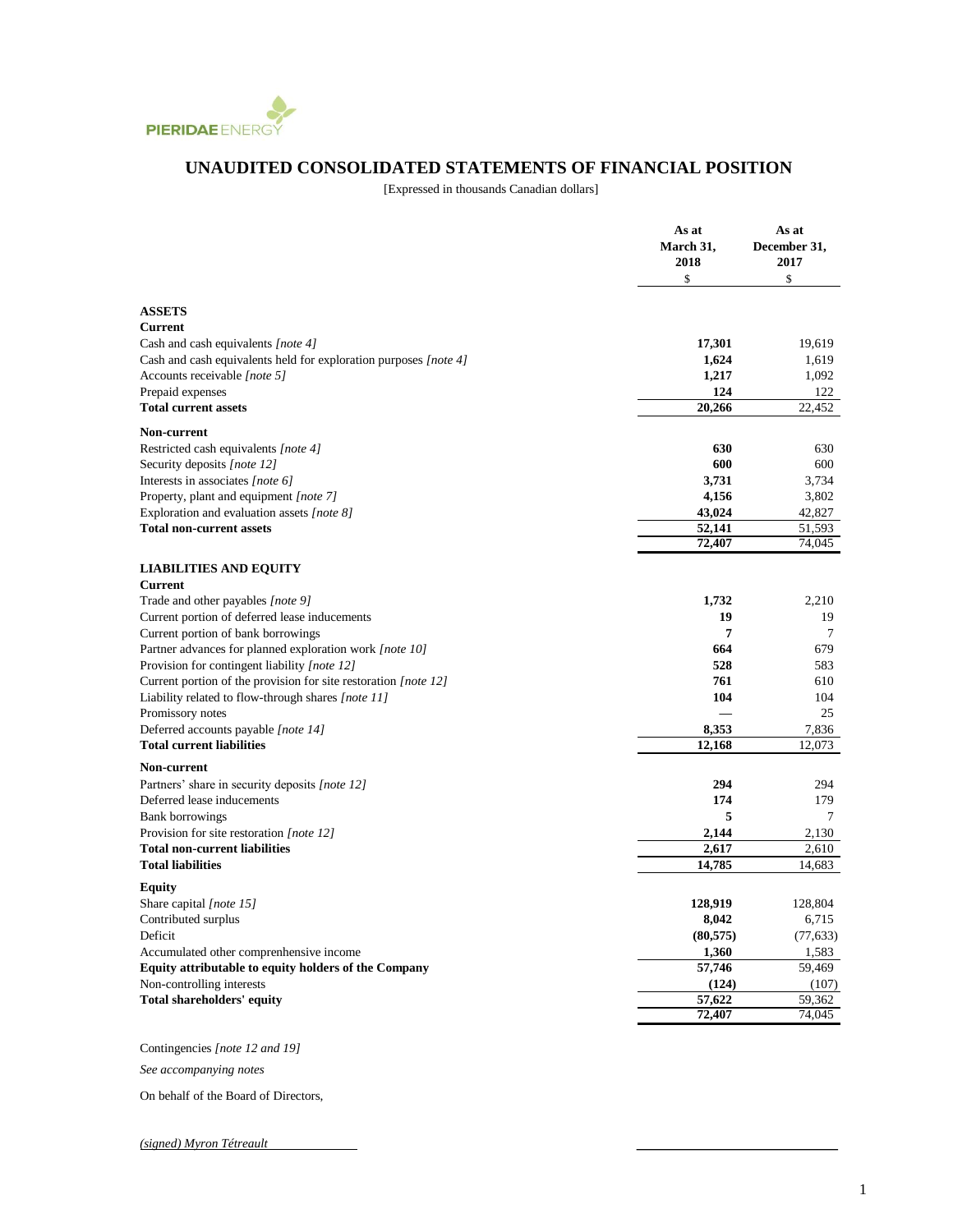PIERIDAE ENERGY

# UNAUDITED CONSOLIDATED STATEMENTS OF FINANCIAL POSITION

[Expressed in thousands Canadian dollars]

| | As at March 31, 2018 | As at December 31, 2017 |
|---|---|---|
| | $ | $ |
| **ASSETS** | | |
| **Current** | | |
| Cash and cash equivalents *[note 4]* | **17,301** | 19,619 |
| Cash and cash equivalents held for exploration purposes *[note 4]* | **1,624** | 1,619 |
| Accounts receivable *[note 5]* | **1,217** | 1,092 |
| Prepaid expenses | **124** | 122 |
| **Total current assets** | **20,266** | 22,452 |
| **Non-current** | | |
| Restricted cash equivalents *[note 4]* | **630** | 630 |
| Security deposits *[note 12]* | **600** | 600 |
| Interests in associates *[note 6]* | **3,731** | 3,734 |
| Property, plant and equipment *[note 7]* | **4,156** | 3,802 |
| Exploration and evaluation assets *[note 8]* | **43,024** | 42,827 |
| **Total non-current assets** | **52,141** | 51,593 |
| | **72,407** | 74,045 |
| **LIABILITIES AND EQUITY** | | |
| **Current** | | |
| Trade and other payables *[note 9]* | **1,732** | 2,210 |
| Current portion of deferred lease inducements | **19** | 19 |
| Current portion of bank borrowings | **7** | 7 |
| Partner advances for planned exploration work *[note 10]* | **664** | 679 |
| Provision for contingent liability *[note 12]* | **528** | 583 |
| Current portion of the provision for site restoration *[note 12]* | **761** | 610 |
| Liability related to flow-through shares *[note 11]* | **104** | 104 |
| Promissory notes | **—** | 25 |
| Deferred accounts payable *[note 14]* | **8,353** | 7,836 |
| **Total current liabilities** | **12,168** | 12,073 |
| **Non-current** | | |
| Partners' share in security deposits *[note 12]* | **294** | 294 |
| Deferred lease inducements | **174** | 179 |
| Bank borrowings | **5** | 7 |
| Provision for site restoration *[note 12]* | **2,144** | 2,130 |
| **Total non-current liabilities** | **2,617** | 2,610 |
| **Total liabilities** | **14,785** | 14,683 |
| **Equity** | | |
| Share capital *[note 15]* | **128,919** | 128,804 |
| Contributed surplus | **8,042** | 6,715 |
| Deficit | **(80,575)** | (77,633) |
| Accumulated other comprenhensive income | **1,360** | 1,583 |
| **Equity attributable to equity holders of the Company** | **57,746** | 59,469 |
| Non-controlling interests | **(124)** | (107) |
| **Total shareholders' equity** | **57,622** | 59,362 |
| | **72,407** | 74,045 |

Contingencies *[note 12 and 19]*

*See accompanying notes*

On behalf of the Board of Directors,

*(signed) Myron Tétreault*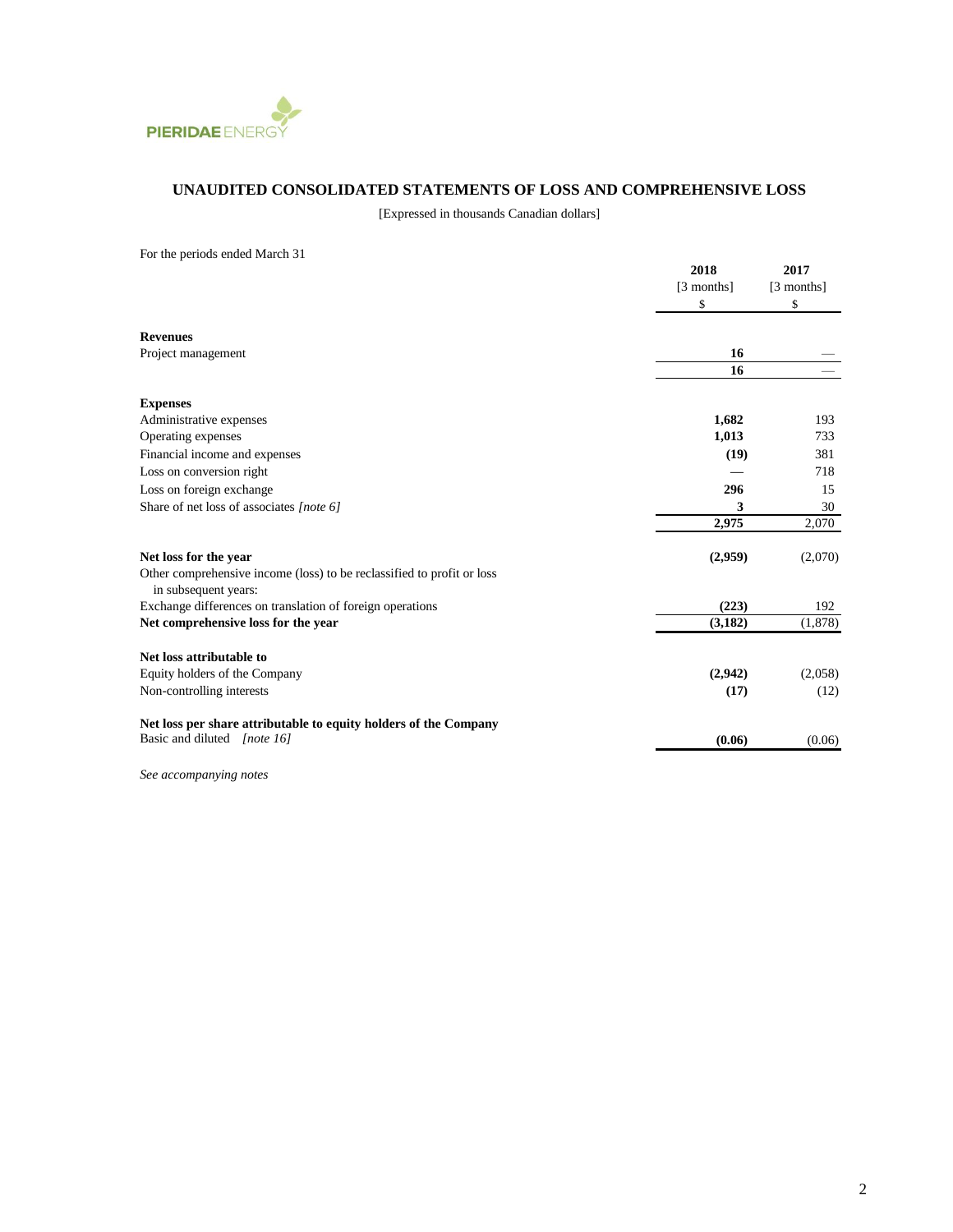# UNAUDITED CONSOLIDATED STATEMENTS OF LOSS AND COMPREHENSIVE LOSS

[Expressed in thousands Canadian dollars]

For the periods ended March 31

| | 2018<br>[3 months]<br>$ | 2017<br>[3 months]<br>$ |
|---|---|---|
| **Revenues** | | |
| Project management | **16** | — |
| | **16** | — |
| **Expenses** | | |
| Administrative expenses | **1,682** | 193 |
| Operating expenses | **1,013** | 733 |
| Financial income and expenses | **(19)** | 381 |
| Loss on conversion right | — | 718 |
| Loss on foreign exchange | **296** | 15 |
| Share of net loss of associates *[note 6]* | **3** | 30 |
| | **2,975** | 2,070 |
| **Net loss for the year** | **(2,959)** | (2,070) |
| Other comprehensive income (loss) to be reclassified to profit or loss in subsequent years: | | |
| Exchange differences on translation of foreign operations | **(223)** | 192 |
| **Net comprehensive loss for the year** | **(3,182)** | (1,878) |
| **Net loss attributable to** | | |
| Equity holders of the Company | **(2,942)** | (2,058) |
| Non-controlling interests | **(17)** | (12) |
| **Net loss per share attributable to equity holders of the Company** | | |
| Basic and diluted *[note 16]* | **(0.06)** | (0.06) |

*See accompanying notes*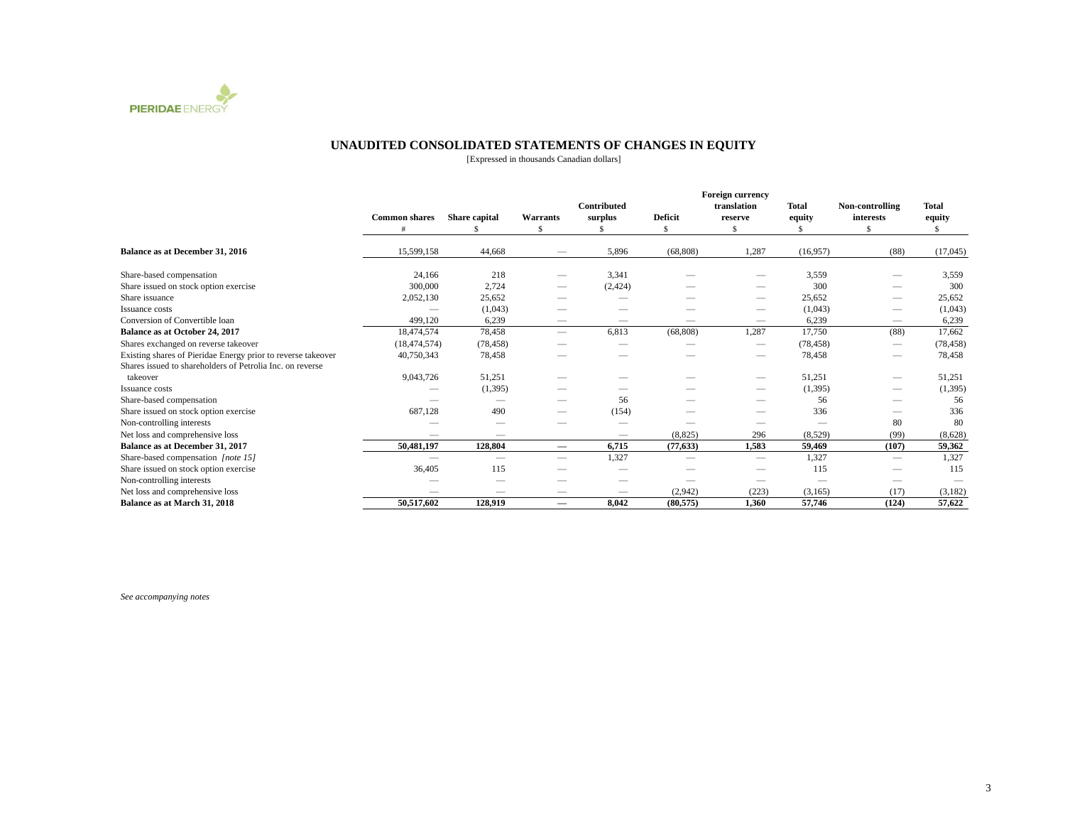PIERIDAE ENERGY

# UNAUDITED CONSOLIDATED STATEMENTS OF CHANGES IN EQUITY

[Expressed in thousands Canadian dollars]

| | Common shares | Share capital | Warrants | Contributed surplus | Deficit | Foreign currency translation reserve | Total equity | Non-controlling interests | Total equity |
|---|---|---|---|---|---|---|---|---|---|
| | # | $ | $ | $ | $ | $ | $ | $ | $ |
| **Balance as at December 31, 2016** | 15,599,158 | 44,668 | — | 5,896 | (68,808) | 1,287 | (16,957) | (88) | (17,045) |
| Share-based compensation | 24,166 | 218 | — | 3,341 | — | — | 3,559 | — | 3,559 |
| Share issued on stock option exercise | 300,000 | 2,724 | — | (2,424) | — | — | 300 | — | 300 |
| Share issuance | 2,052,130 | 25,652 | — | — | — | — | 25,652 | — | 25,652 |
| Issuance costs | — | (1,043) | — | — | — | — | (1,043) | — | (1,043) |
| Conversion of Convertible loan | 499,120 | 6,239 | — | — | — | — | 6,239 | — | 6,239 |
| **Balance as at October 24, 2017** | 18,474,574 | 78,458 | — | 6,813 | (68,808) | 1,287 | 17,750 | (88) | 17,662 |
| Shares exchanged on reverse takeover | (18,474,574) | (78,458) | — | — | — | — | (78,458) | — | (78,458) |
| Existing shares of Pieridae Energy prior to reverse takeover | 40,750,343 | 78,458 | — | — | — | — | 78,458 | — | 78,458 |
| Shares issued to shareholders of Petrolia Inc. on reverse takeover | 9,043,726 | 51,251 | — | — | — | — | 51,251 | — | 51,251 |
| Issuance costs | — | (1,395) | — | — | — | — | (1,395) | — | (1,395) |
| Share-based compensation | — | — | — | 56 | — | — | 56 | — | 56 |
| Share issued on stock option exercise | 687,128 | 490 | — | (154) | — | — | 336 | — | 336 |
| Non-controlling interests | — | — | — | — | — | — | — | 80 | 80 |
| Net loss and comprehensive loss | — | — | | — | (8,825) | 296 | (8,529) | (99) | (8,628) |
| **Balance as at December 31, 2017** | **50,481,197** | **128,804** | **—** | **6,715** | **(77,633)** | **1,583** | **59,469** | **(107)** | **59,362** |
| Share-based compensation *[note 15]* | — | — | — | 1,327 | — | — | 1,327 | — | 1,327 |
| Share issued on stock option exercise | 36,405 | 115 | — | — | — | — | 115 | — | 115 |
| Non-controlling interests | — | — | — | — | — | — | — | — | — |
| Net loss and comprehensive loss | — | — | — | — | (2,942) | (223) | (3,165) | (17) | (3,182) |
| **Balance as at March 31, 2018** | **50,517,602** | **128,919** | **—** | **8,042** | **(80,575)** | **1,360** | **57,746** | **(124)** | **57,622** |

*See accompanying notes*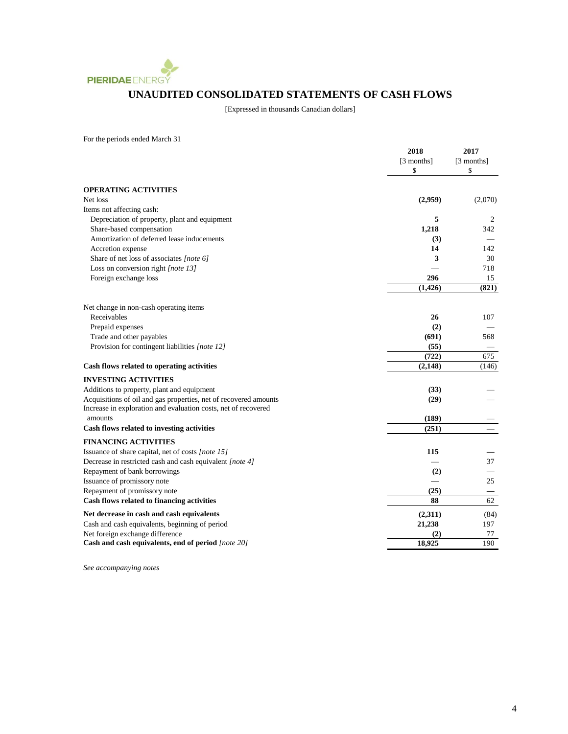PIERIDAE ENERGY

# UNAUDITED CONSOLIDATED STATEMENTS OF CASH FLOWS

[Expressed in thousands Canadian dollars]

For the periods ended March 31

| | 2018<br>[3 months]<br>$ | 2017<br>[3 months]<br>$ |
|---|---|---|
| **OPERATING ACTIVITIES** | | |
| Net loss | **(2,959)** | (2,070) |
| Items not affecting cash: | | |
| Depreciation of property, plant and equipment | **5** | 2 |
| Share-based compensation | **1,218** | 342 |
| Amortization of deferred lease inducements | **(3)** | — |
| Accretion expense | **14** | 142 |
| Share of net loss of associates *[note 6]* | **3** | 30 |
| Loss on conversion right *[note 13]* | — | 718 |
| Foreign exchange loss | **296** | 15 |
| | **(1,426)** | **(821)** |
| Net change in non-cash operating items | | |
| Receivables | **26** | 107 |
| Prepaid expenses | **(2)** | — |
| Trade and other payables | **(691)** | 568 |
| Provision for contingent liabilities *[note 12]* | **(55)** | — |
| | **(722)** | 675 |
| **Cash flows related to operating activities** | **(2,148)** | (146) |
| **INVESTING ACTIVITIES** | | |
| Additions to property, plant and equipment | **(33)** | — |
| Acquisitions of oil and gas properties, net of recovered amounts | **(29)** | — |
| Increase in exploration and evaluation costs, net of recovered amounts | **(189)** | — |
| **Cash flows related to investing activities** | **(251)** | — |
| **FINANCING ACTIVITIES** | | |
| Issuance of share capital, net of costs *[note 15]* | **115** | — |
| Decrease in restricted cash and cash equivalent *[note 4]* | — | 37 |
| Repayment of bank borrowings | **(2)** | — |
| Issuance of promissory note | — | 25 |
| Repayment of promissory note | **(25)** | — |
| **Cash flows related to financing activities** | **88** | 62 |
| **Net decrease in cash and cash equivalents** | **(2,311)** | (84) |
| Cash and cash equivalents, beginning of period | **21,238** | 197 |
| Net foreign exchange difference | **(2)** | 77 |
| **Cash and cash equivalents, end of period** *[note 20]* | **18,925** | 190 |

*See accompanying notes*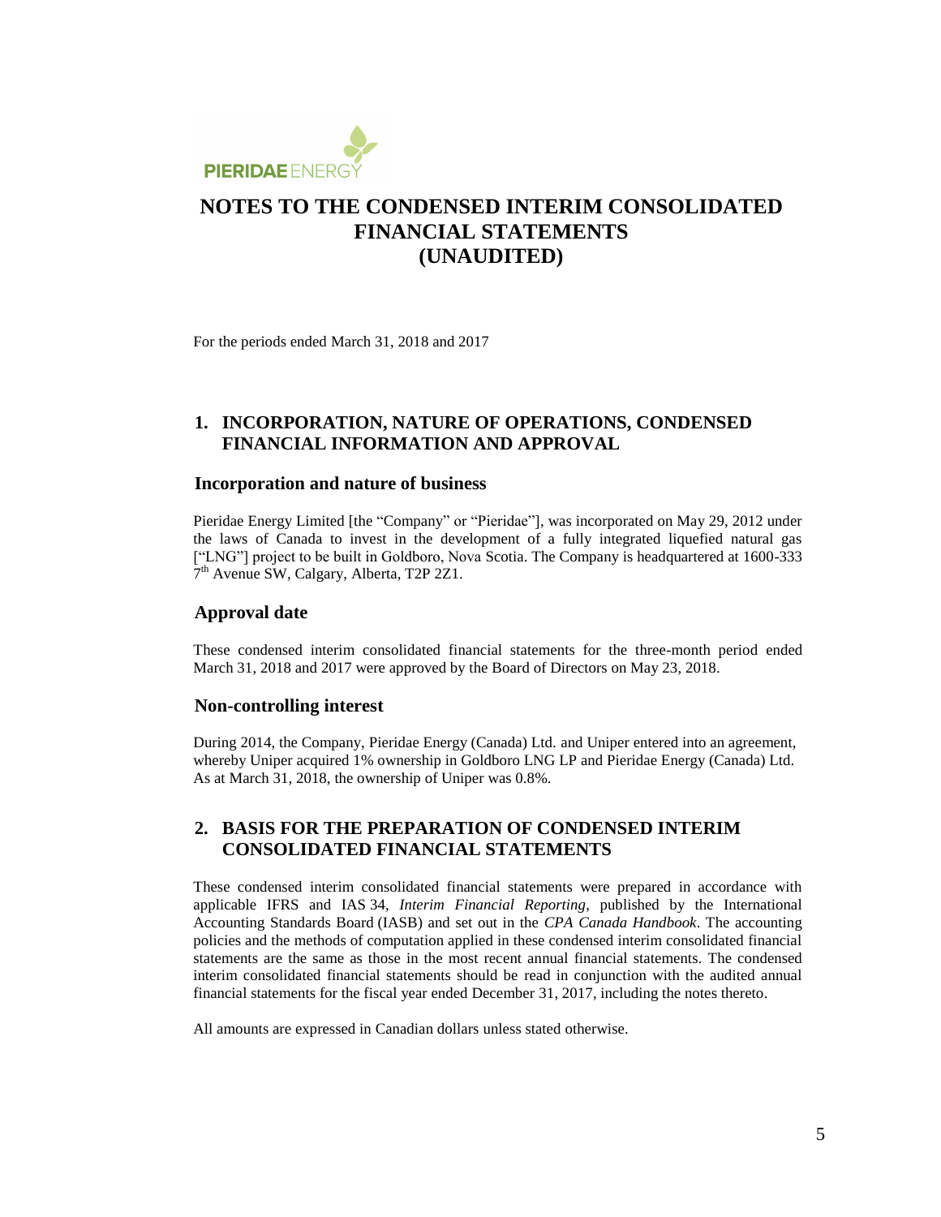# NOTES TO THE CONDENSED INTERIM CONSOLIDATED FINANCIAL STATEMENTS (UNAUDITED)

For the periods ended March 31, 2018 and 2017

## 1. INCORPORATION, NATURE OF OPERATIONS, CONDENSED FINANCIAL INFORMATION AND APPROVAL

### Incorporation and nature of business

Pieridae Energy Limited [the "Company" or "Pieridae"], was incorporated on May 29, 2012 under the laws of Canada to invest in the development of a fully integrated liquefied natural gas ["LNG"] project to be built in Goldboro, Nova Scotia. The Company is headquartered at 1600-333 7th Avenue SW, Calgary, Alberta, T2P 2Z1.

### Approval date

These condensed interim consolidated financial statements for the three-month period ended March 31, 2018 and 2017 were approved by the Board of Directors on May 23, 2018.

### Non-controlling interest

During 2014, the Company, Pieridae Energy (Canada) Ltd. and Uniper entered into an agreement, whereby Uniper acquired 1% ownership in Goldboro LNG LP and Pieridae Energy (Canada) Ltd. As at March 31, 2018, the ownership of Uniper was 0.8%.

## 2. BASIS FOR THE PREPARATION OF CONDENSED INTERIM CONSOLIDATED FINANCIAL STATEMENTS

These condensed interim consolidated financial statements were prepared in accordance with applicable IFRS and IAS 34, *Interim Financial Reporting*, published by the International Accounting Standards Board (IASB) and set out in the *CPA Canada Handbook*. The accounting policies and the methods of computation applied in these condensed interim consolidated financial statements are the same as those in the most recent annual financial statements. The condensed interim consolidated financial statements should be read in conjunction with the audited annual financial statements for the fiscal year ended December 31, 2017, including the notes thereto.

All amounts are expressed in Canadian dollars unless stated otherwise.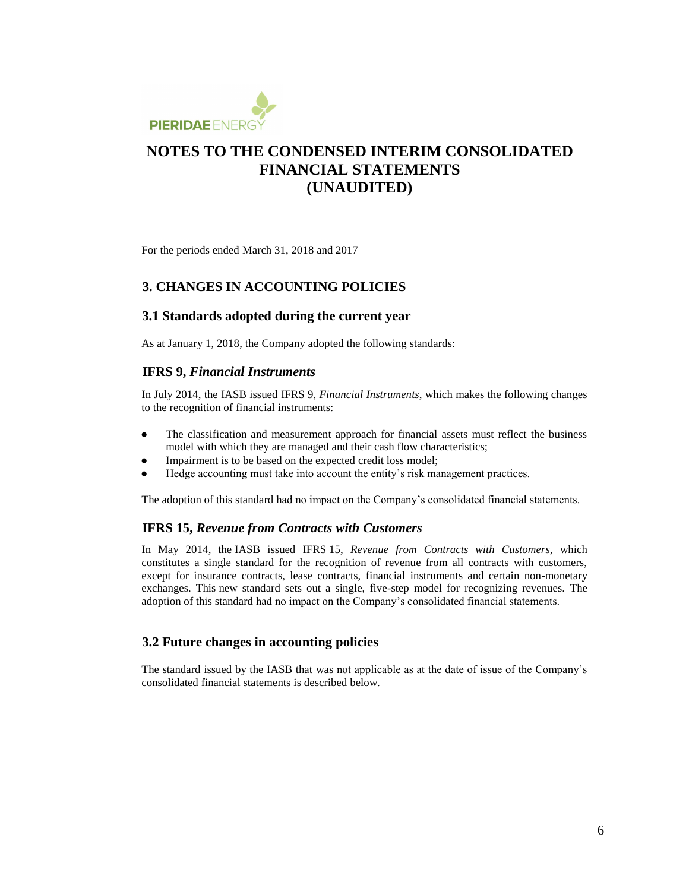# NOTES TO THE CONDENSED INTERIM CONSOLIDATED FINANCIAL STATEMENTS (UNAUDITED)

For the periods ended March 31, 2018 and 2017

## 3. CHANGES IN ACCOUNTING POLICIES

### 3.1 Standards adopted during the current year

As at January 1, 2018, the Company adopted the following standards:

### IFRS 9, *Financial Instruments*

In July 2014, the IASB issued IFRS 9, *Financial Instruments*, which makes the following changes to the recognition of financial instruments:

- The classification and measurement approach for financial assets must reflect the business model with which they are managed and their cash flow characteristics;
- Impairment is to be based on the expected credit loss model;
- Hedge accounting must take into account the entity's risk management practices.

The adoption of this standard had no impact on the Company's consolidated financial statements.

### IFRS 15, *Revenue from Contracts with Customers*

In May 2014, the IASB issued IFRS 15, *Revenue from Contracts with Customers*, which constitutes a single standard for the recognition of revenue from all contracts with customers, except for insurance contracts, lease contracts, financial instruments and certain non-monetary exchanges. This new standard sets out a single, five-step model for recognizing revenues. The adoption of this standard had no impact on the Company's consolidated financial statements.

### 3.2 Future changes in accounting policies

The standard issued by the IASB that was not applicable as at the date of issue of the Company's consolidated financial statements is described below.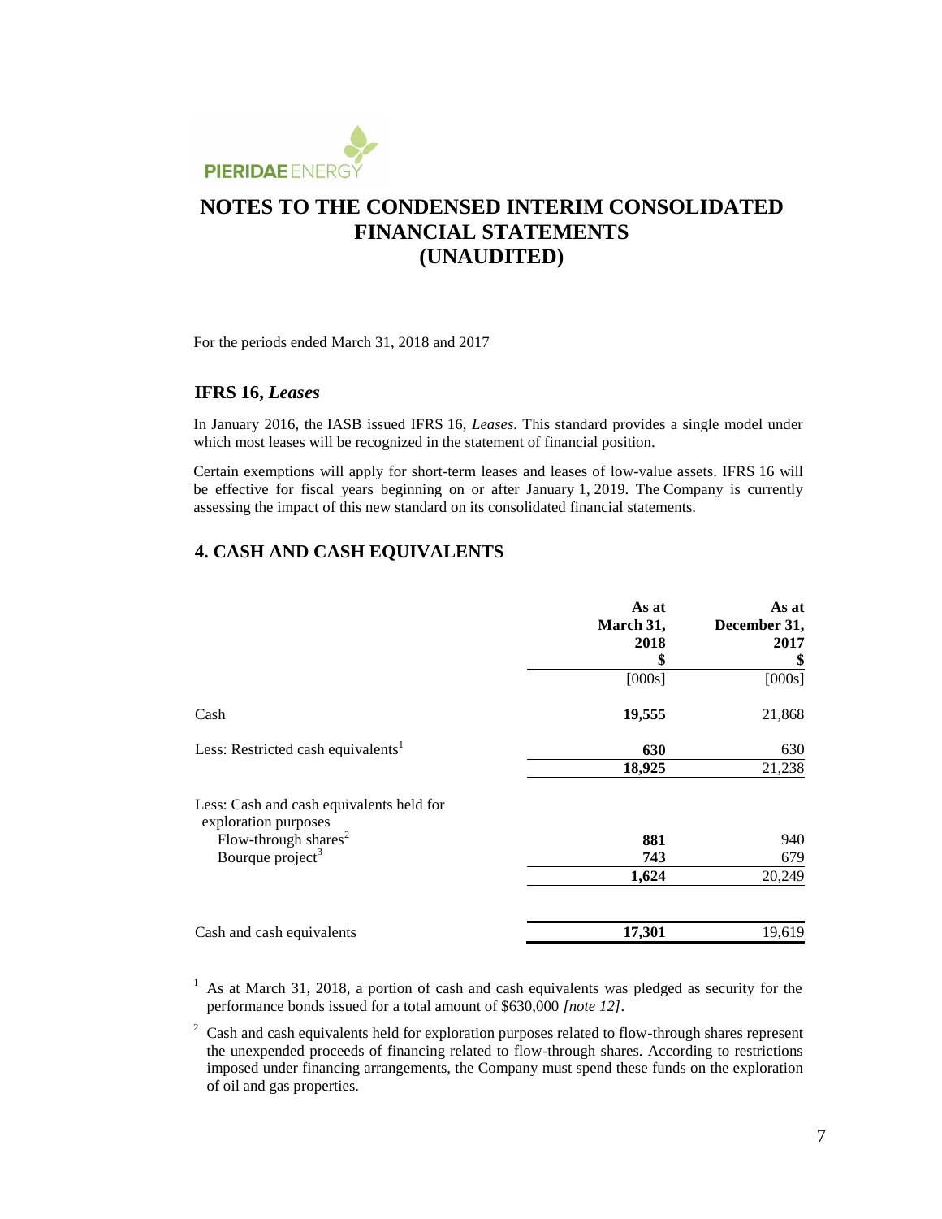# NOTES TO THE CONDENSED INTERIM CONSOLIDATED FINANCIAL STATEMENTS (UNAUDITED)

For the periods ended March 31, 2018 and 2017

### IFRS 16, *Leases*

In January 2016, the IASB issued IFRS 16, *Leases*. This standard provides a single model under which most leases will be recognized in the statement of financial position.

Certain exemptions will apply for short-term leases and leases of low-value assets. IFRS 16 will be effective for fiscal years beginning on or after January 1, 2019. The Company is currently assessing the impact of this new standard on its consolidated financial statements.

## 4. CASH AND CASH EQUIVALENTS

| | As at March 31, 2018 $ | As at December 31, 2017 $ |
|---|---|---|
| | [000s] | [000s] |
| Cash | **19,555** | 21,868 |
| Less: Restricted cash equivalents[1] | **630** | 630 |
| | **18,925** | 21,238 |
| Less: Cash and cash equivalents held for exploration purposes | | |
| Flow-through shares[2] | **881** | 940 |
| Bourque project[3] | **743** | 679 |
| | **1,624** | 20,249 |
| Cash and cash equivalents | **17,301** | 19,619 |

[1] As at March 31, 2018, a portion of cash and cash equivalents was pledged as security for the performance bonds issued for a total amount of $630,000 *[note 12]*.

[2] Cash and cash equivalents held for exploration purposes related to flow-through shares represent the unexpended proceeds of financing related to flow-through shares. According to restrictions imposed under financing arrangements, the Company must spend these funds on the exploration of oil and gas properties.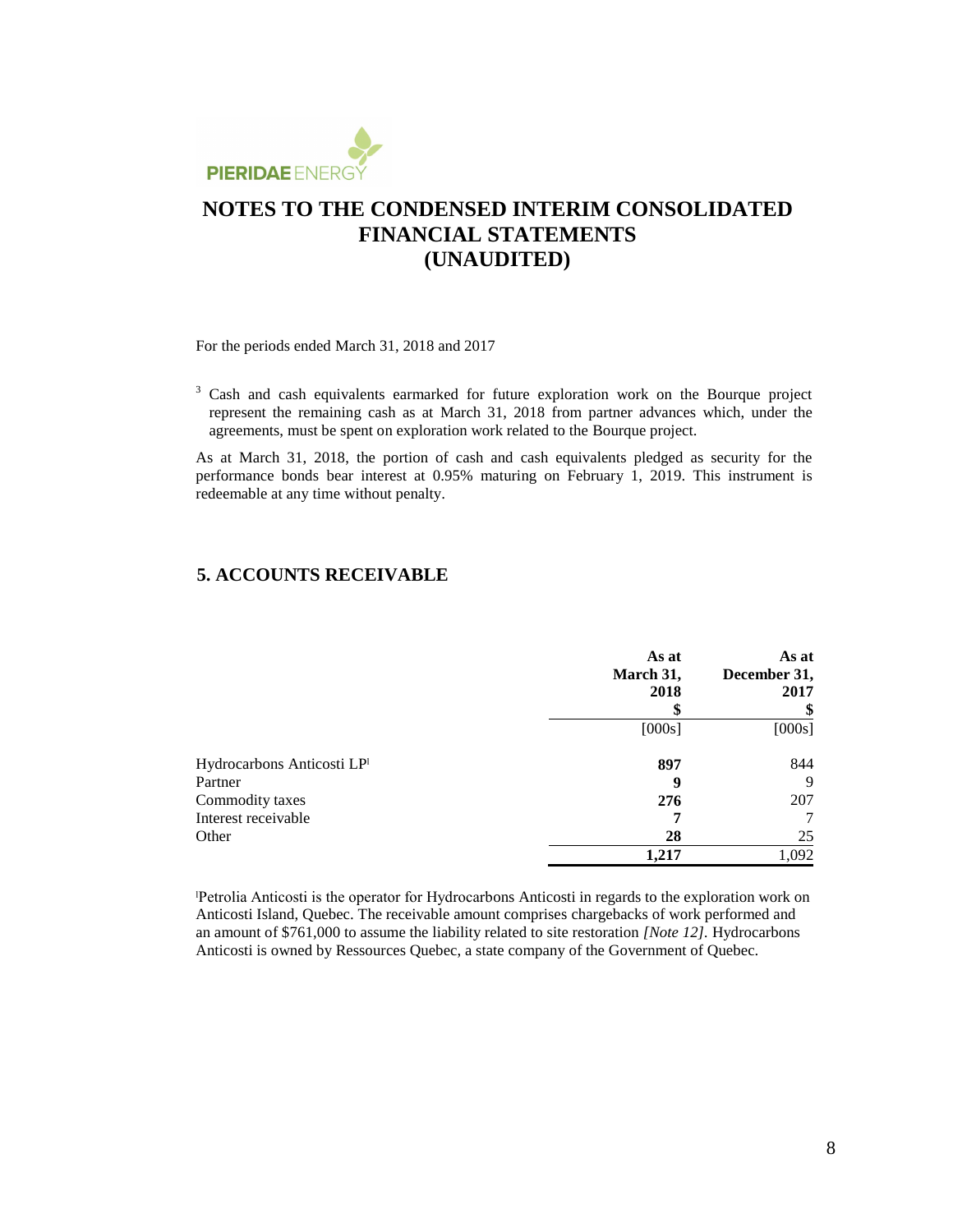# NOTES TO THE CONDENSED INTERIM CONSOLIDATED FINANCIAL STATEMENTS (UNAUDITED)

For the periods ended March 31, 2018 and 2017

[3] Cash and cash equivalents earmarked for future exploration work on the Bourque project represent the remaining cash as at March 31, 2018 from partner advances which, under the agreements, must be spent on exploration work related to the Bourque project.

As at March 31, 2018, the portion of cash and cash equivalents pledged as security for the performance bonds bear interest at 0.95% maturing on February 1, 2019. This instrument is redeemable at any time without penalty.

## 5. ACCOUNTS RECEIVABLE

| | As at March 31, 2018 $ | As at December 31, 2017 $ |
|---|---|---|
| | [000s] | [000s] |
| Hydrocarbons Anticosti LP[1] | **897** | 844 |
| Partner | **9** | 9 |
| Commodity taxes | **276** | 207 |
| Interest receivable | **7** | 7 |
| Other | **28** | 25 |
| | **1,217** | 1,092 |

[1]Petrolia Anticosti is the operator for Hydrocarbons Anticosti in regards to the exploration work on Anticosti Island, Quebec. The receivable amount comprises chargebacks of work performed and an amount of $761,000 to assume the liability related to site restoration *[Note 12]*. Hydrocarbons Anticosti is owned by Ressources Quebec, a state company of the Government of Quebec.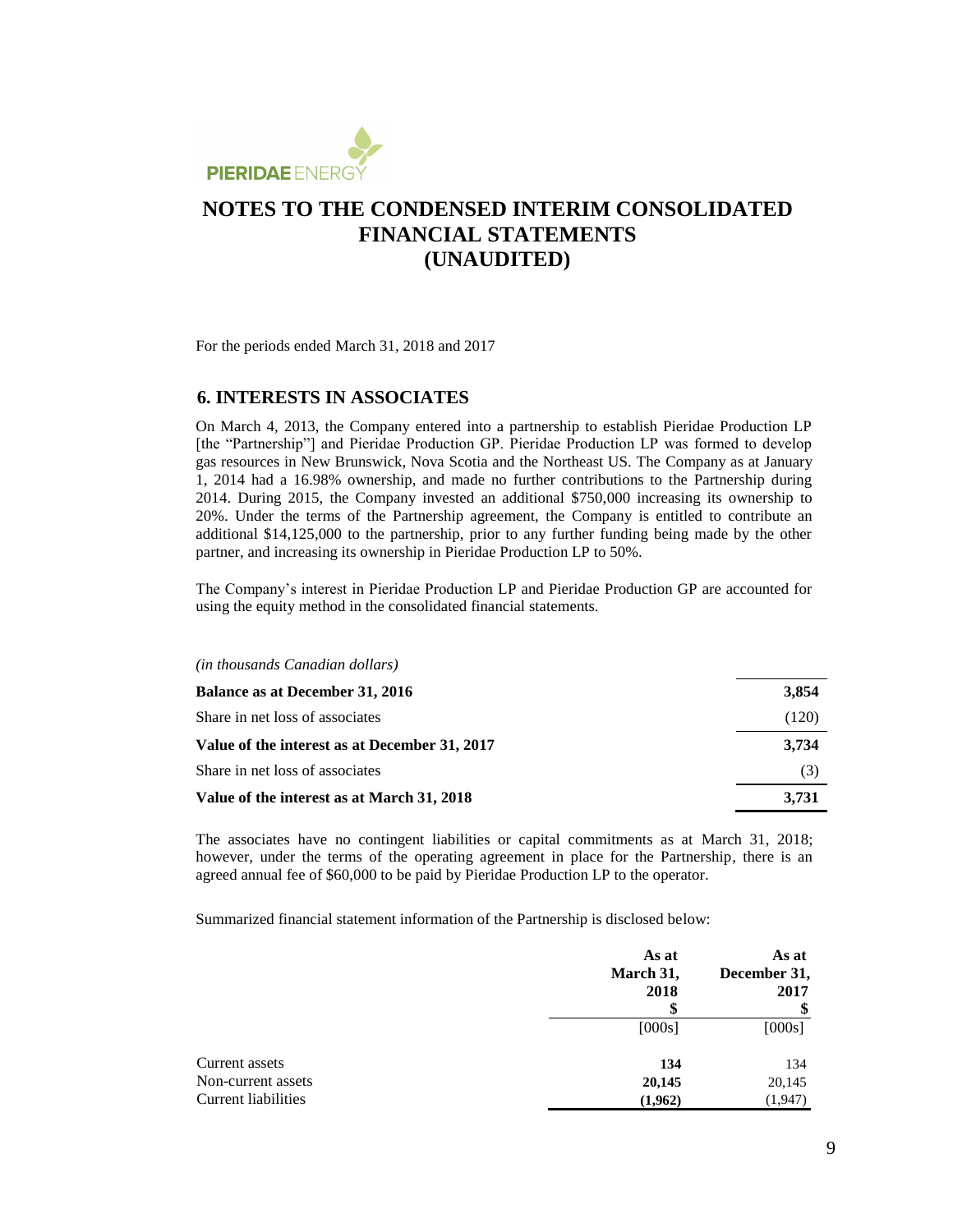# NOTES TO THE CONDENSED INTERIM CONSOLIDATED FINANCIAL STATEMENTS (UNAUDITED)

For the periods ended March 31, 2018 and 2017

## 6. INTERESTS IN ASSOCIATES

On March 4, 2013, the Company entered into a partnership to establish Pieridae Production LP [the "Partnership"] and Pieridae Production GP. Pieridae Production LP was formed to develop gas resources in New Brunswick, Nova Scotia and the Northeast US. The Company as at January 1, 2014 had a 16.98% ownership, and made no further contributions to the Partnership during 2014. During 2015, the Company invested an additional $750,000 increasing its ownership to 20%. Under the terms of the Partnership agreement, the Company is entitled to contribute an additional $14,125,000 to the partnership, prior to any further funding being made by the other partner, and increasing its ownership in Pieridae Production LP to 50%.

The Company's interest in Pieridae Production LP and Pieridae Production GP are accounted for using the equity method in the consolidated financial statements.

*(in thousands Canadian dollars)*

| | |
|---|---|
| **Balance as at December 31, 2016** | **3,854** |
| Share in net loss of associates | (120) |
| **Value of the interest as at December 31, 2017** | **3,734** |
| Share in net loss of associates | (3) |
| **Value of the interest as at March 31, 2018** | **3,731** |

The associates have no contingent liabilities or capital commitments as at March 31, 2018; however, under the terms of the operating agreement in place for the Partnership, there is an agreed annual fee of $60,000 to be paid by Pieridae Production LP to the operator.

Summarized financial statement information of the Partnership is disclosed below:

| | As at March 31, 2018 $ | As at December 31, 2017 $ |
|---|---|---|
| | [000s] | [000s] |
| Current assets | **134** | 134 |
| Non-current assets | **20,145** | 20,145 |
| Current liabilities | **(1,962)** | (1,947) |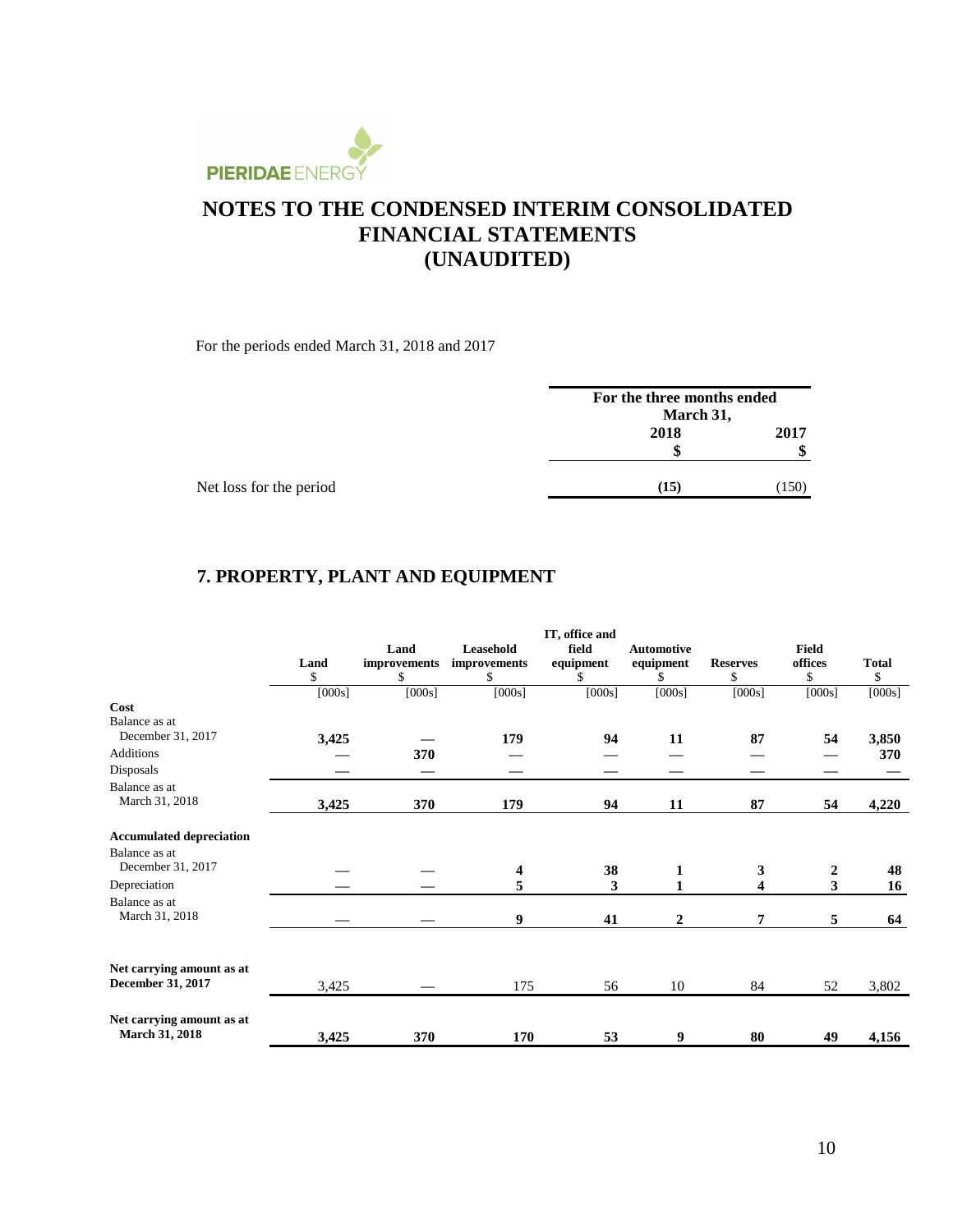# NOTES TO THE CONDENSED INTERIM CONSOLIDATED FINANCIAL STATEMENTS (UNAUDITED)

For the periods ended March 31, 2018 and 2017

| | For the three months ended March 31, | |
|---|---|---|
| | **2018** | **2017** |
| | **$** | **$** |
| Net loss for the period | **(15)** | (150) |

## 7. PROPERTY, PLANT AND EQUIPMENT

| | Land $ | Land improvements $ | Leasehold improvements $ | IT, office and field equipment $ | Automotive equipment $ | Reserves $ | Field offices $ | Total $ |
|---|---|---|---|---|---|---|---|---|
| | [000s] | [000s] | [000s] | [000s] | [000s] | [000s] | [000s] | [000s] |
| **Cost** | | | | | | | | |
| Balance as at December 31, 2017 | **3,425** | — | **179** | **94** | **11** | **87** | **54** | **3,850** |
| Additions | — | **370** | — | — | — | — | — | **370** |
| Disposals | — | — | — | — | — | — | — | — |
| Balance as at March 31, 2018 | **3,425** | **370** | **179** | **94** | **11** | **87** | **54** | **4,220** |
| **Accumulated depreciation** | | | | | | | | |
| Balance as at December 31, 2017 | — | — | **4** | **38** | **1** | **3** | **2** | **48** |
| Depreciation | — | — | **5** | **3** | **1** | **4** | **3** | **16** |
| Balance as at March 31, 2018 | — | — | **9** | **41** | **2** | **7** | **5** | **64** |
| **Net carrying amount as at December 31, 2017** | 3,425 | — | 175 | 56 | 10 | 84 | 52 | 3,802 |
| **Net carrying amount as at March 31, 2018** | **3,425** | **370** | **170** | **53** | **9** | **80** | **49** | **4,156** |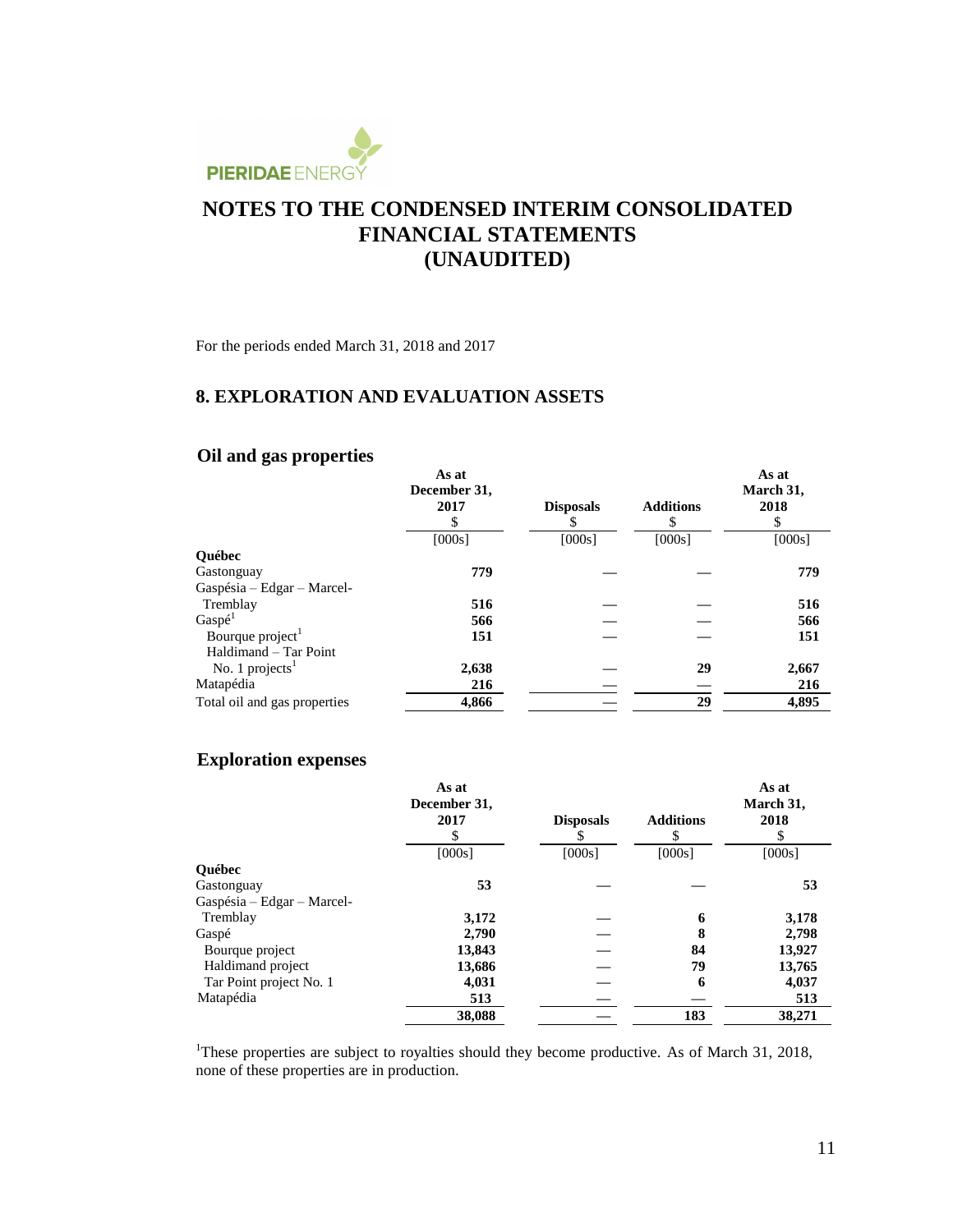# NOTES TO THE CONDENSED INTERIM CONSOLIDATED FINANCIAL STATEMENTS (UNAUDITED)

For the periods ended March 31, 2018 and 2017

## 8. EXPLORATION AND EVALUATION ASSETS

### Oil and gas properties

| | As at December 31, 2017 $ [000s] | Disposals $ [000s] | Additions $ [000s] | As at March 31, 2018 $ [000s] |
|---|---|---|---|---|
| **Québec** | | | | |
| Gastonguay | **779** | — | — | **779** |
| Gaspésia – Edgar – Marcel-Tremblay | **516** | — | — | **516** |
| Gaspé[1] | **566** | — | — | **566** |
| Bourque project[1] | **151** | — | — | **151** |
| Haldimand – Tar Point No. 1 projects[1] | **2,638** | — | **29** | **2,667** |
| Matapédia | **216** | — | — | **216** |
| Total oil and gas properties | **4,866** | — | **29** | **4,895** |

### Exploration expenses

| | As at December 31, 2017 $ [000s] | Disposals $ [000s] | Additions $ [000s] | As at March 31, 2018 $ [000s] |
|---|---|---|---|---|
| **Québec** | | | | |
| Gastonguay | **53** | — | — | **53** |
| Gaspésia – Edgar – Marcel-Tremblay | **3,172** | — | **6** | **3,178** |
| Gaspé | **2,790** | — | **8** | **2,798** |
| Bourque project | **13,843** | — | **84** | **13,927** |
| Haldimand project | **13,686** | — | **79** | **13,765** |
| Tar Point project No. 1 | **4,031** | — | **6** | **4,037** |
| Matapédia | **513** | — | — | **513** |
| | **38,088** | — | **183** | **38,271** |

[1]These properties are subject to royalties should they become productive. As of March 31, 2018, none of these properties are in production.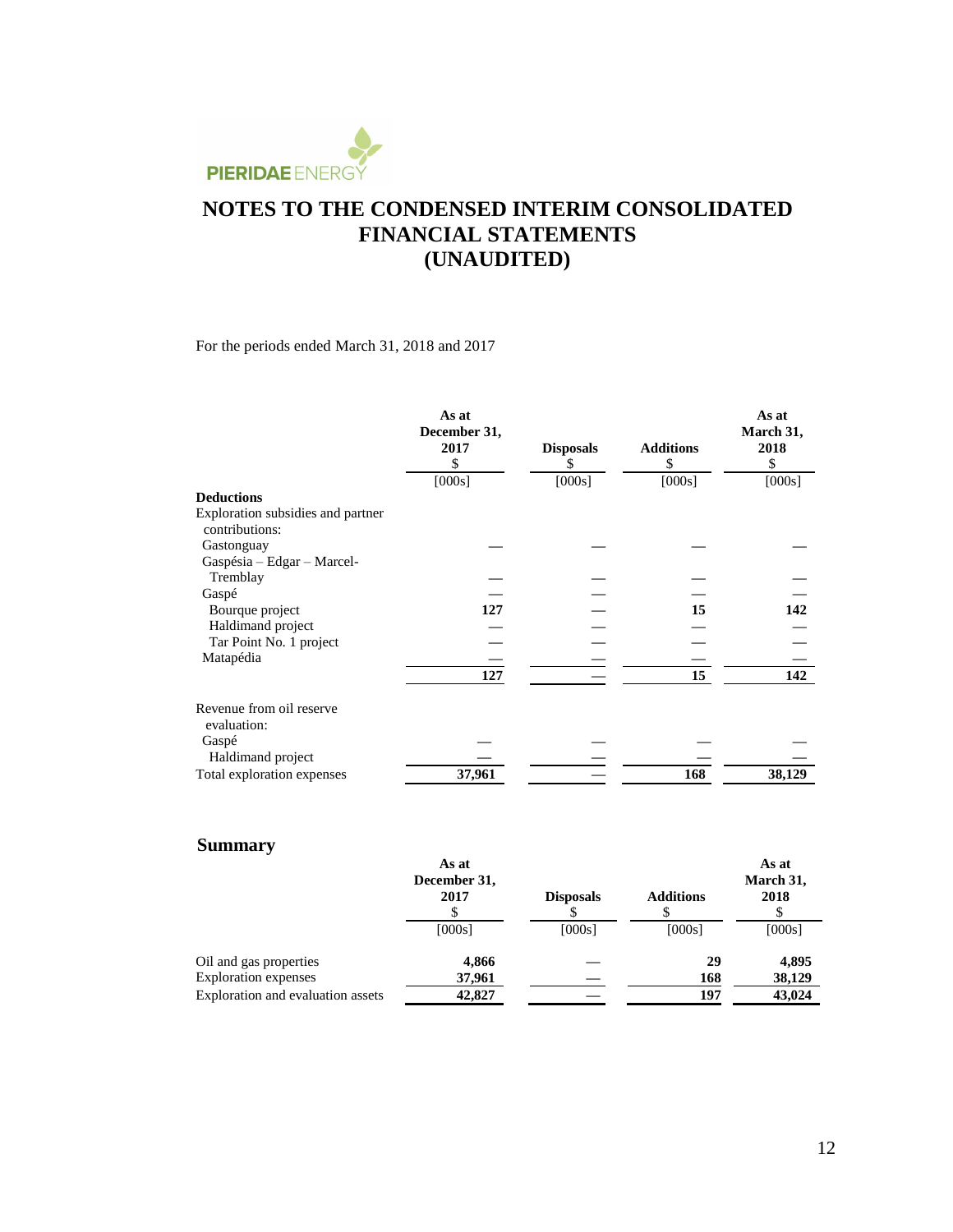# NOTES TO THE CONDENSED INTERIM CONSOLIDATED FINANCIAL STATEMENTS (UNAUDITED)

For the periods ended March 31, 2018 and 2017

| | As at December 31, 2017 $ [000s] | Disposals $ [000s] | Additions $ [000s] | As at March 31, 2018 $ [000s] |
|---|---|---|---|---|
| **Deductions** | | | | |
| Exploration subsidies and partner contributions: | | | | |
| Gastonguay | — | — | — | — |
| Gaspésia – Edgar – Marcel-Tremblay | — | — | — | — |
| Gaspé | — | — | — | — |
| Bourque project | **127** | — | **15** | **142** |
| Haldimand project | — | — | — | — |
| Tar Point No. 1 project | — | — | — | — |
| Matapédia | — | — | — | — |
| | **127** | — | **15** | **142** |
| Revenue from oil reserve evaluation: | | | | |
| Gaspé | — | — | — | — |
| Haldimand project | — | — | — | — |
| Total exploration expenses | **37,961** | — | **168** | **38,129** |

## Summary

| | As at December 31, 2017 $ [000s] | Disposals $ [000s] | Additions $ [000s] | As at March 31, 2018 $ [000s] |
|---|---|---|---|---|
| Oil and gas properties | **4,866** | — | **29** | **4,895** |
| Exploration expenses | **37,961** | — | **168** | **38,129** |
| Exploration and evaluation assets | **42,827** | — | **197** | **43,024** |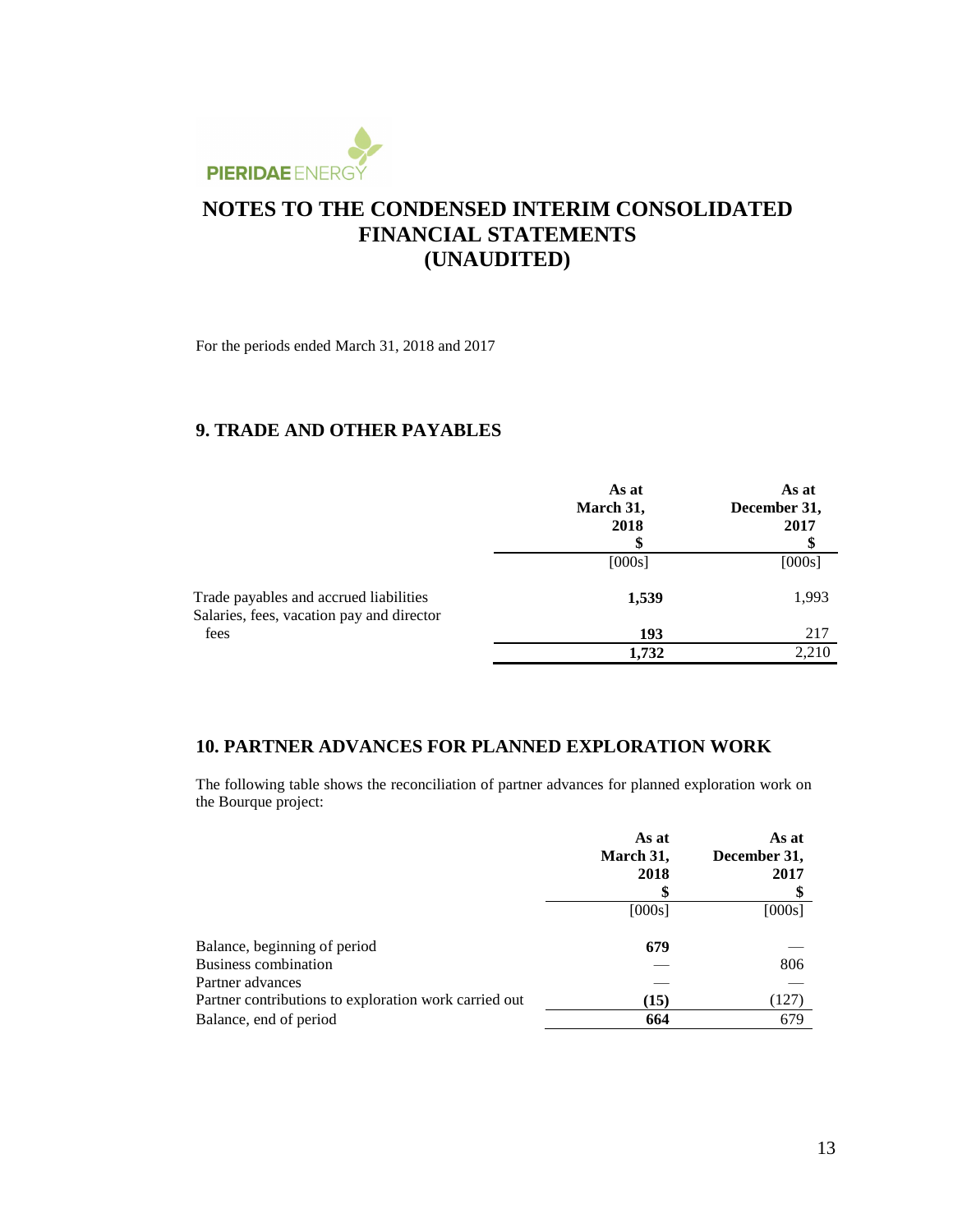# NOTES TO THE CONDENSED INTERIM CONSOLIDATED FINANCIAL STATEMENTS (UNAUDITED)

For the periods ended March 31, 2018 and 2017

## 9. TRADE AND OTHER PAYABLES

| | As at March 31, 2018 $ | As at December 31, 2017 $ |
|---|---|---|
| | [000s] | [000s] |
| Trade payables and accrued liabilities | **1,539** | 1,993 |
| Salaries, fees, vacation pay and director fees | **193** | 217 |
| | **1,732** | 2,210 |

## 10. PARTNER ADVANCES FOR PLANNED EXPLORATION WORK

The following table shows the reconciliation of partner advances for planned exploration work on the Bourque project:

| | As at March 31, 2018 $ | As at December 31, 2017 $ |
|---|---|---|
| | [000s] | [000s] |
| Balance, beginning of period | **679** | — |
| Business combination | — | 806 |
| Partner advances | — | — |
| Partner contributions to exploration work carried out | **(15)** | (127) |
| Balance, end of period | **664** | 679 |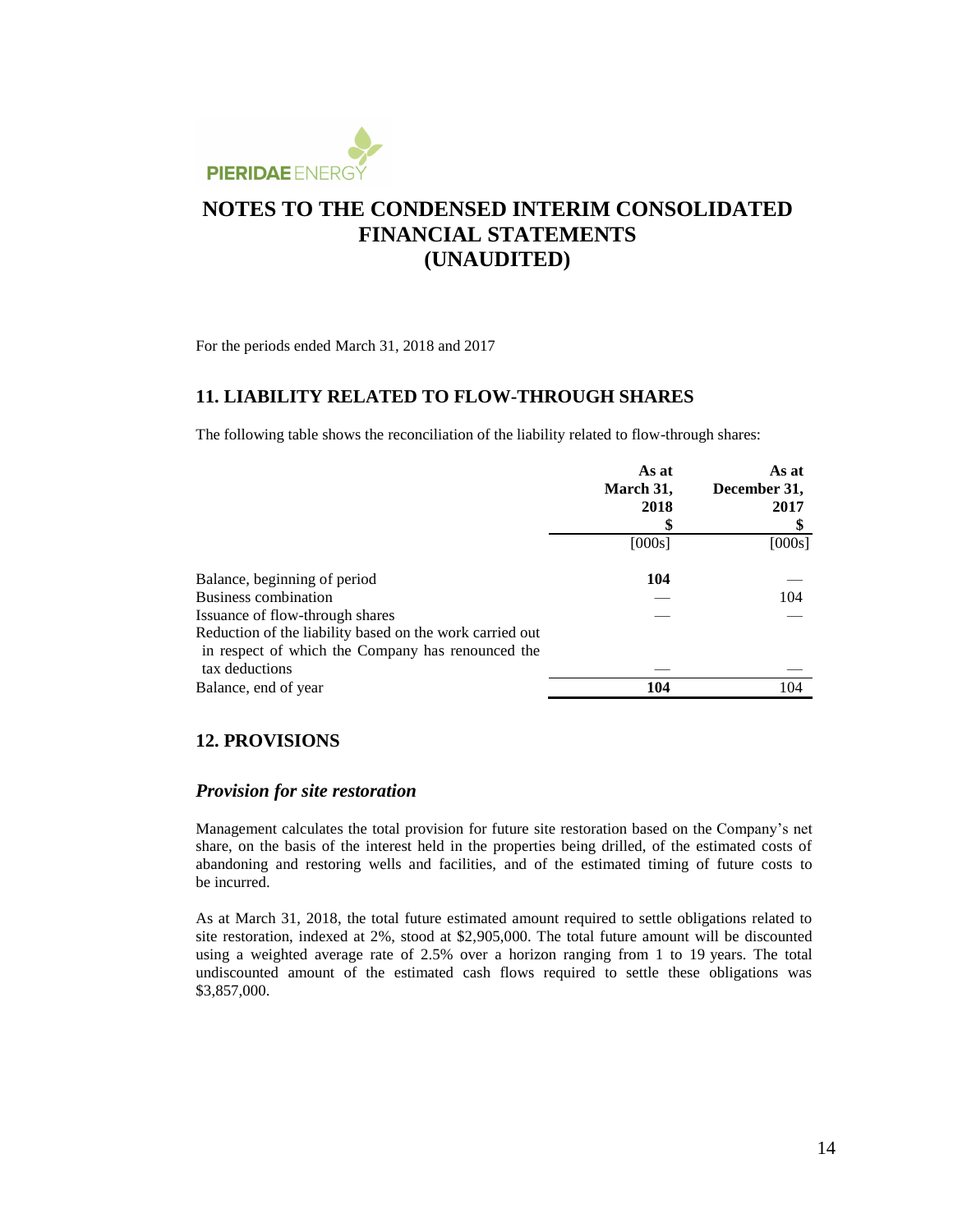# NOTES TO THE CONDENSED INTERIM CONSOLIDATED FINANCIAL STATEMENTS (UNAUDITED)

For the periods ended March 31, 2018 and 2017

## 11. LIABILITY RELATED TO FLOW-THROUGH SHARES

The following table shows the reconciliation of the liability related to flow-through shares:

| | As at March 31, 2018 $ | As at December 31, 2017 $ |
|---|---|---|
| | [000s] | [000s] |
| Balance, beginning of period | **104** | — |
| Business combination | — | 104 |
| Issuance of flow-through shares | — | — |
| Reduction of the liability based on the work carried out in respect of which the Company has renounced the tax deductions | — | — |
| Balance, end of year | **104** | 104 |

## 12. PROVISIONS

### *Provision for site restoration*

Management calculates the total provision for future site restoration based on the Company's net share, on the basis of the interest held in the properties being drilled, of the estimated costs of abandoning and restoring wells and facilities, and of the estimated timing of future costs to be incurred.

As at March 31, 2018, the total future estimated amount required to settle obligations related to site restoration, indexed at 2%, stood at $2,905,000. The total future amount will be discounted using a weighted average rate of 2.5% over a horizon ranging from 1 to 19 years. The total undiscounted amount of the estimated cash flows required to settle these obligations was $3,857,000.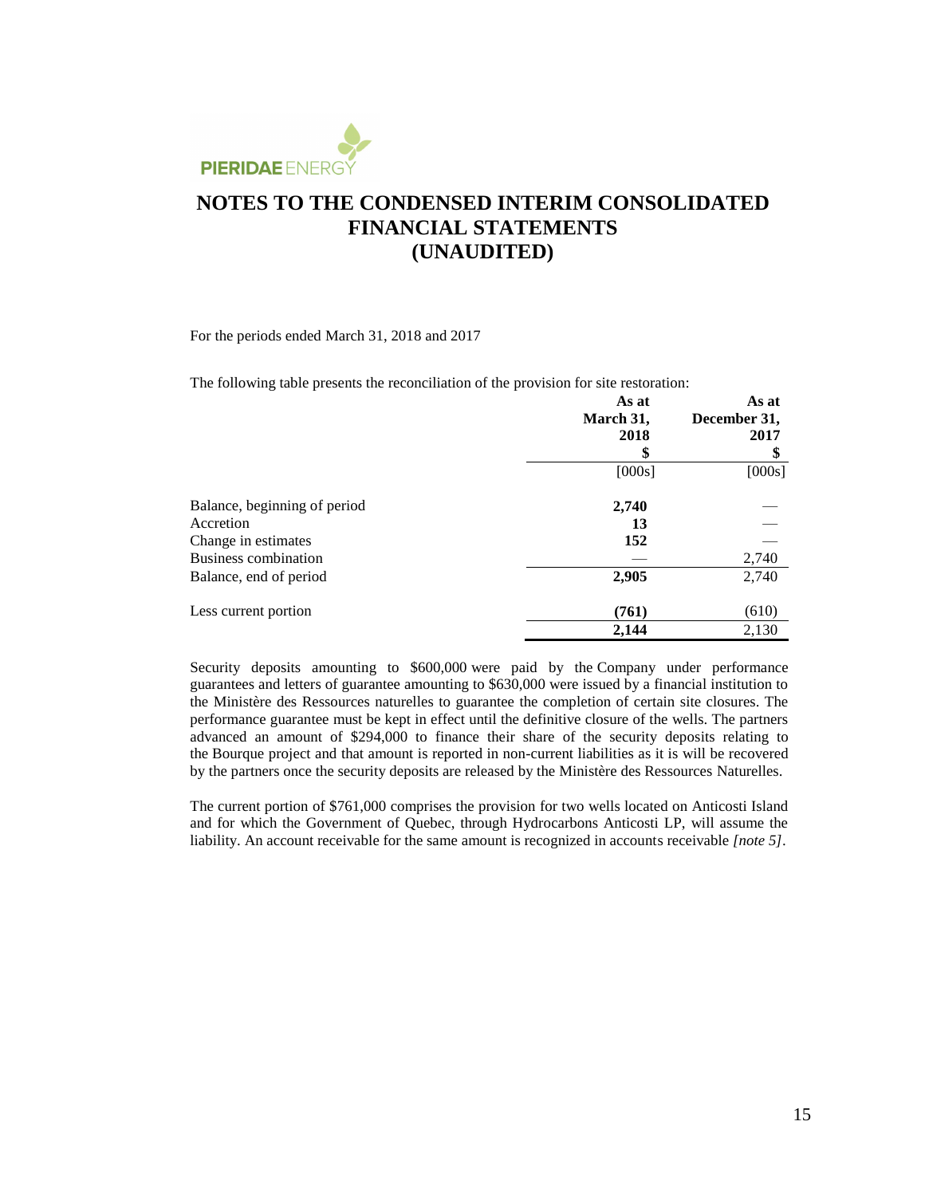# NOTES TO THE CONDENSED INTERIM CONSOLIDATED FINANCIAL STATEMENTS (UNAUDITED)

For the periods ended March 31, 2018 and 2017

The following table presents the reconciliation of the provision for site restoration:

| | As at March 31, 2018 | As at December 31, 2017 |
|---|---|---|
| | $ | $ |
| | [000s] | [000s] |
| Balance, beginning of period | **2,740** | — |
| Accretion | **13** | — |
| Change in estimates | **152** | — |
| Business combination | — | 2,740 |
| Balance, end of period | **2,905** | 2,740 |
| Less current portion | **(761)** | (610) |
| | **2,144** | 2,130 |

Security deposits amounting to $600,000 were paid by the Company under performance guarantees and letters of guarantee amounting to $630,000 were issued by a financial institution to the Ministère des Ressources naturelles to guarantee the completion of certain site closures. The performance guarantee must be kept in effect until the definitive closure of the wells. The partners advanced an amount of $294,000 to finance their share of the security deposits relating to the Bourque project and that amount is reported in non-current liabilities as it is will be recovered by the partners once the security deposits are released by the Ministère des Ressources Naturelles.

The current portion of $761,000 comprises the provision for two wells located on Anticosti Island and for which the Government of Quebec, through Hydrocarbons Anticosti LP, will assume the liability. An account receivable for the same amount is recognized in accounts receivable *[note 5]*.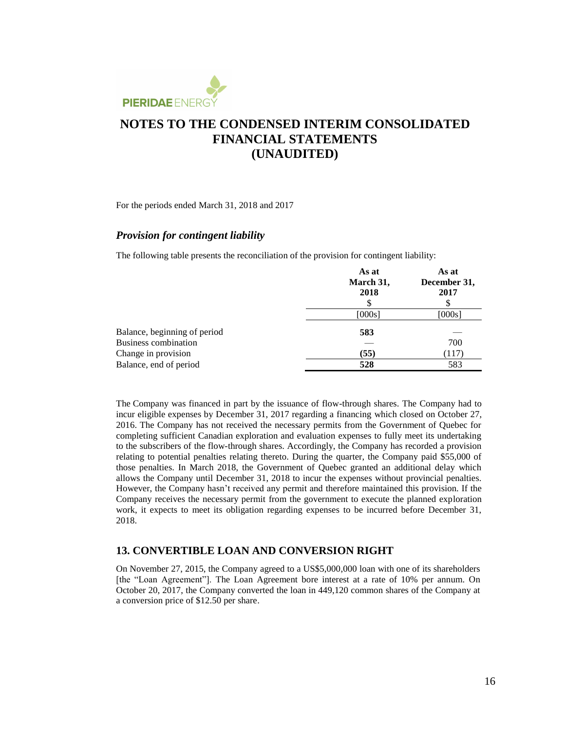## NOTES TO THE CONDENSED INTERIM CONSOLIDATED FINANCIAL STATEMENTS (UNAUDITED)

For the periods ended March 31, 2018 and 2017

### *Provision for contingent liability*

The following table presents the reconciliation of the provision for contingent liability:

| | As at March 31, 2018 $ | As at December 31, 2017 $ |
|---|---|---|
| | [000s] | [000s] |
| Balance, beginning of period | **583** | — |
| Business combination | — | 700 |
| Change in provision | **(55)** | (117) |
| Balance, end of period | **528** | 583 |

The Company was financed in part by the issuance of flow-through shares. The Company had to incur eligible expenses by December 31, 2017 regarding a financing which closed on October 27, 2016. The Company has not received the necessary permits from the Government of Quebec for completing sufficient Canadian exploration and evaluation expenses to fully meet its undertaking to the subscribers of the flow-through shares. Accordingly, the Company has recorded a provision relating to potential penalties relating thereto. During the quarter, the Company paid $55,000 of those penalties. In March 2018, the Government of Quebec granted an additional delay which allows the Company until December 31, 2018 to incur the expenses without provincial penalties. However, the Company hasn't received any permit and therefore maintained this provision. If the Company receives the necessary permit from the government to execute the planned exploration work, it expects to meet its obligation regarding expenses to be incurred before December 31, 2018.

## 13. CONVERTIBLE LOAN AND CONVERSION RIGHT

On November 27, 2015, the Company agreed to a US$5,000,000 loan with one of its shareholders [the "Loan Agreement"]. The Loan Agreement bore interest at a rate of 10% per annum. On October 20, 2017, the Company converted the loan in 449,120 common shares of the Company at a conversion price of $12.50 per share.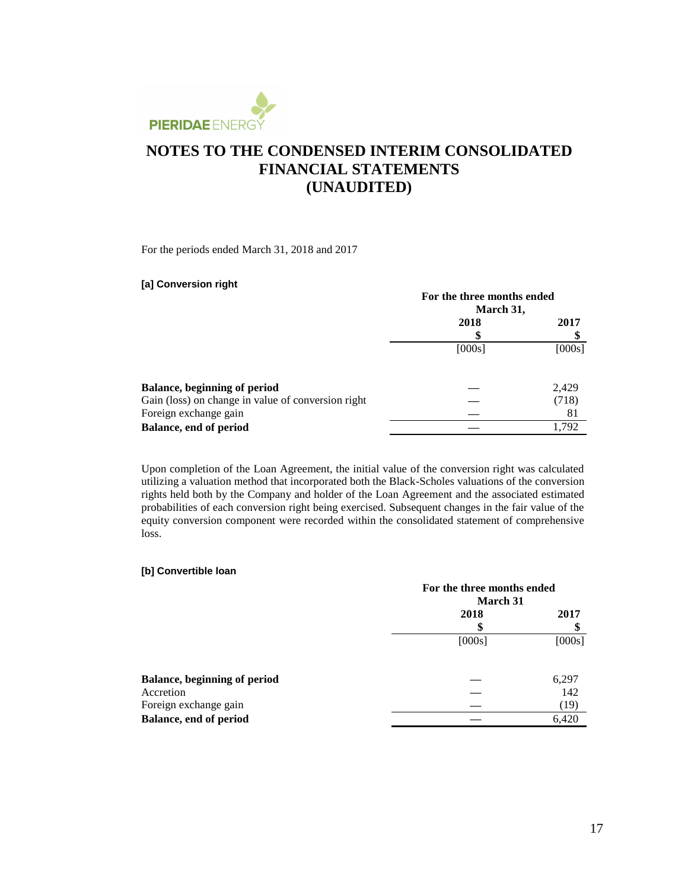# NOTES TO THE CONDENSED INTERIM CONSOLIDATED FINANCIAL STATEMENTS (UNAUDITED)

For the periods ended March 31, 2018 and 2017

**[a] Conversion right**

| | For the three months ended March 31, | |
|---|---|---|
| | 2018 | 2017 |
| | $ | $ |
| | [000s] | [000s] |
| **Balance, beginning of period** | — | 2,429 |
| Gain (loss) on change in value of conversion right | — | (718) |
| Foreign exchange gain | — | 81 |
| **Balance, end of period** | — | 1,792 |

Upon completion of the Loan Agreement, the initial value of the conversion right was calculated utilizing a valuation method that incorporated both the Black-Scholes valuations of the conversion rights held both by the Company and holder of the Loan Agreement and the associated estimated probabilities of each conversion right being exercised. Subsequent changes in the fair value of the equity conversion component were recorded within the consolidated statement of comprehensive loss.

**[b] Convertible loan**

| | For the three months ended March 31 | |
|---|---|---|
| | 2018 | 2017 |
| | $ | $ |
| | [000s] | [000s] |
| **Balance, beginning of period** | — | 6,297 |
| Accretion | — | 142 |
| Foreign exchange gain | — | (19) |
| **Balance, end of period** | — | 6,420 |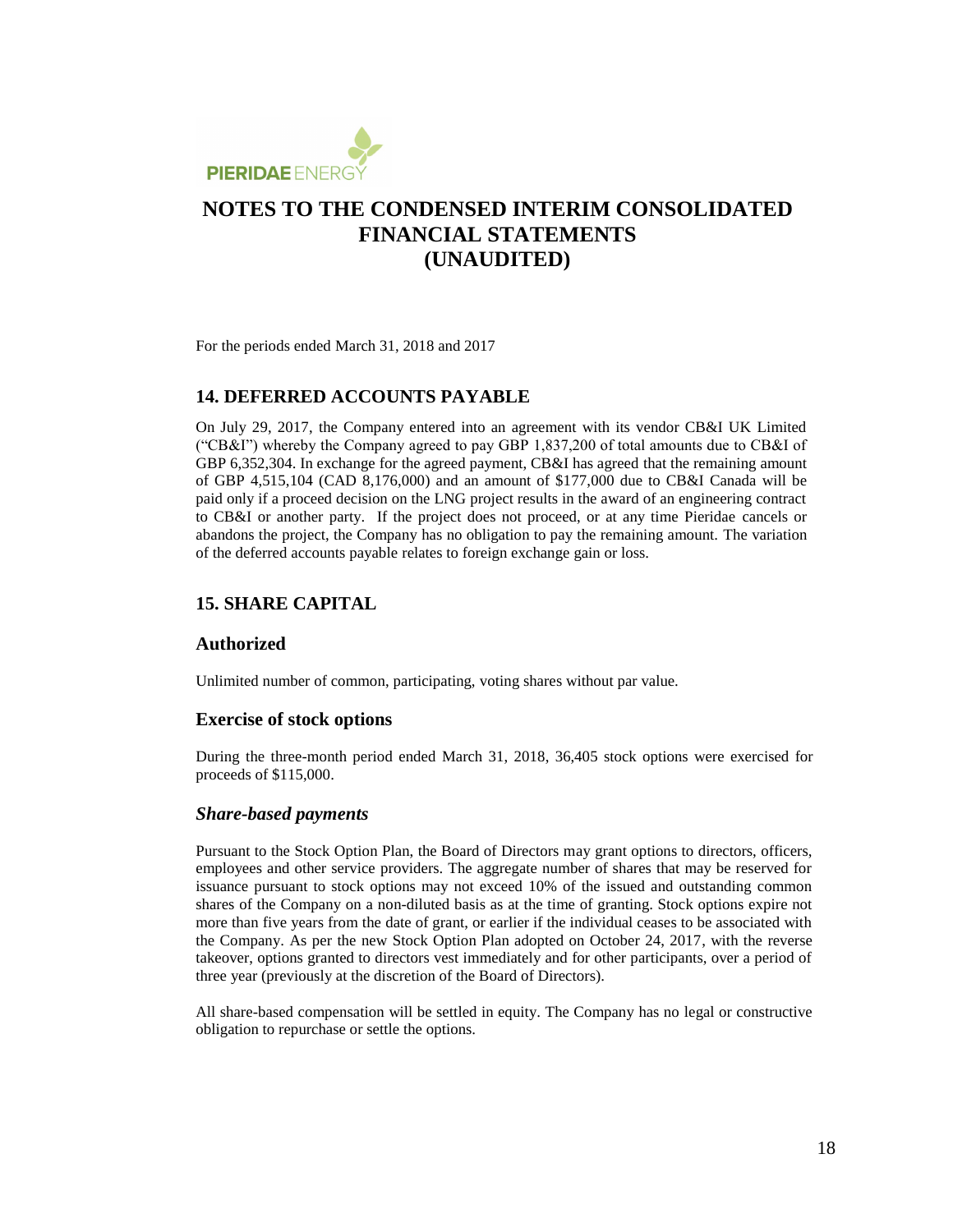# NOTES TO THE CONDENSED INTERIM CONSOLIDATED FINANCIAL STATEMENTS (UNAUDITED)

For the periods ended March 31, 2018 and 2017

## 14. DEFERRED ACCOUNTS PAYABLE

On July 29, 2017, the Company entered into an agreement with its vendor CB&I UK Limited ("CB&I") whereby the Company agreed to pay GBP 1,837,200 of total amounts due to CB&I of GBP 6,352,304. In exchange for the agreed payment, CB&I has agreed that the remaining amount of GBP 4,515,104 (CAD 8,176,000) and an amount of $177,000 due to CB&I Canada will be paid only if a proceed decision on the LNG project results in the award of an engineering contract to CB&I or another party. If the project does not proceed, or at any time Pieridae cancels or abandons the project, the Company has no obligation to pay the remaining amount. The variation of the deferred accounts payable relates to foreign exchange gain or loss.

## 15. SHARE CAPITAL

### Authorized

Unlimited number of common, participating, voting shares without par value.

### Exercise of stock options

During the three-month period ended March 31, 2018, 36,405 stock options were exercised for proceeds of $115,000.

### *Share-based payments*

Pursuant to the Stock Option Plan, the Board of Directors may grant options to directors, officers, employees and other service providers. The aggregate number of shares that may be reserved for issuance pursuant to stock options may not exceed 10% of the issued and outstanding common shares of the Company on a non-diluted basis as at the time of granting. Stock options expire not more than five years from the date of grant, or earlier if the individual ceases to be associated with the Company. As per the new Stock Option Plan adopted on October 24, 2017, with the reverse takeover, options granted to directors vest immediately and for other participants, over a period of three year (previously at the discretion of the Board of Directors).

All share-based compensation will be settled in equity. The Company has no legal or constructive obligation to repurchase or settle the options.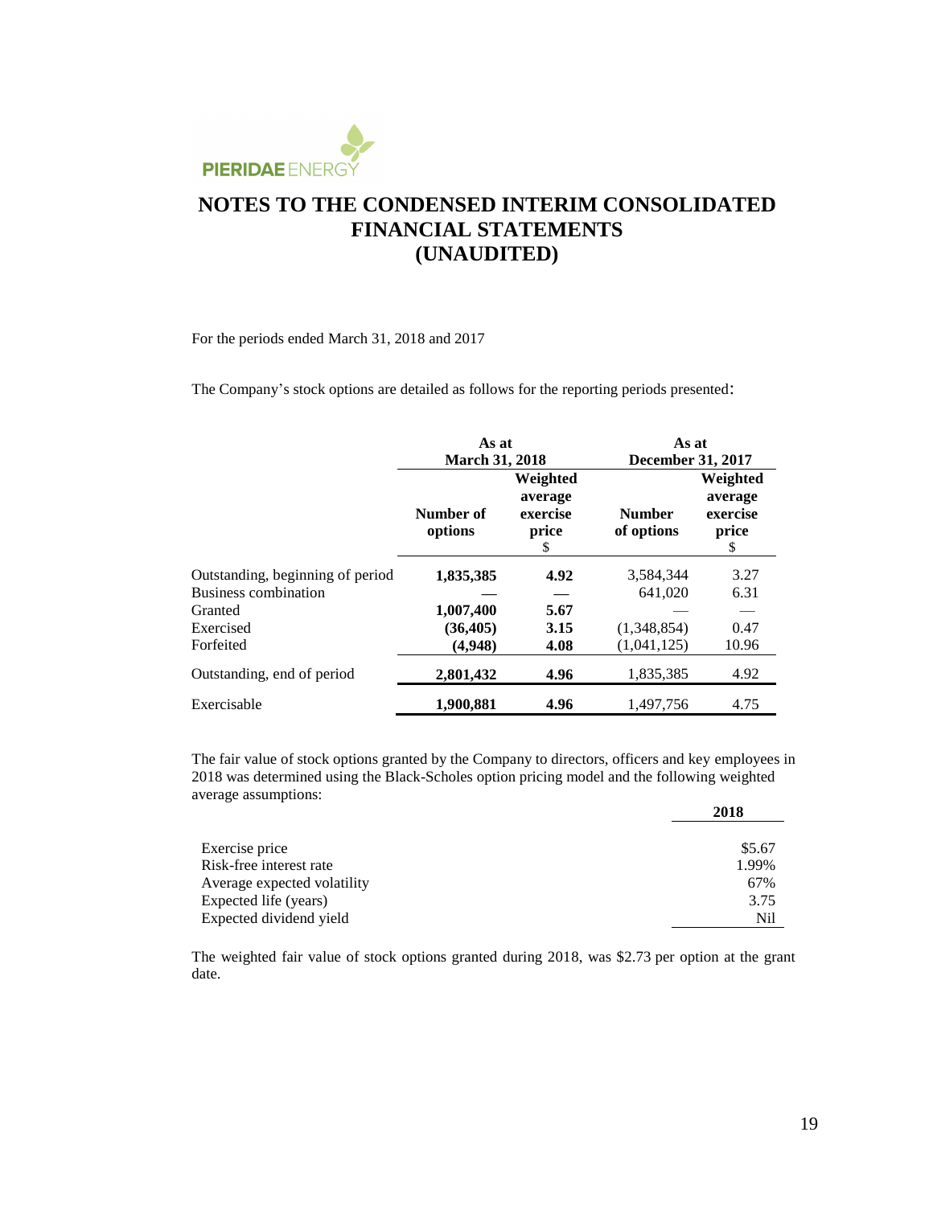# NOTES TO THE CONDENSED INTERIM CONSOLIDATED FINANCIAL STATEMENTS (UNAUDITED)

For the periods ended March 31, 2018 and 2017

The Company's stock options are detailed as follows for the reporting periods presented:

| | As at March 31, 2018 | | As at December 31, 2017 | |
|---|---|---|---|---|
| | Number of options | Weighted average exercise price $ | Number of options | Weighted average exercise price $ |
| Outstanding, beginning of period | **1,835,385** | **4.92** | 3,584,344 | 3.27 |
| Business combination | — | — | 641,020 | 6.31 |
| Granted | **1,007,400** | **5.67** | — | — |
| Exercised | **(36,405)** | **3.15** | (1,348,854) | 0.47 |
| Forfeited | **(4,948)** | **4.08** | (1,041,125) | 10.96 |
| Outstanding, end of period | **2,801,432** | **4.96** | 1,835,385 | 4.92 |
| Exercisable | **1,900,881** | **4.96** | 1,497,756 | 4.75 |

The fair value of stock options granted by the Company to directors, officers and key employees in 2018 was determined using the Black-Scholes option pricing model and the following weighted average assumptions:

| | 2018 |
|---|---|
| Exercise price | $5.67 |
| Risk-free interest rate | 1.99% |
| Average expected volatility | 67% |
| Expected life (years) | 3.75 |
| Expected dividend yield | Nil |

The weighted fair value of stock options granted during 2018, was $2.73 per option at the grant date.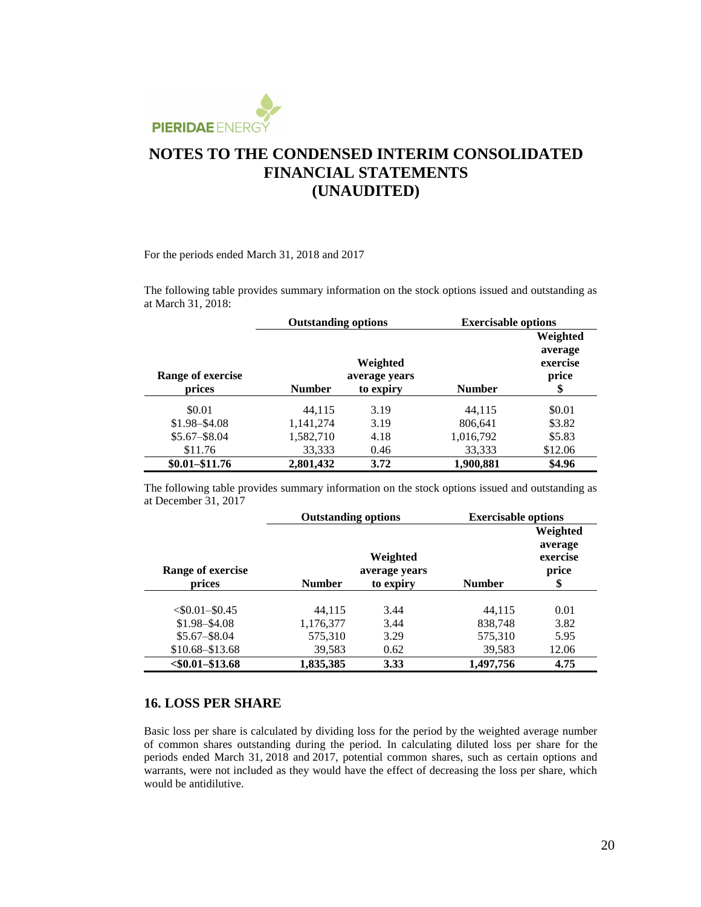# NOTES TO THE CONDENSED INTERIM CONSOLIDATED FINANCIAL STATEMENTS (UNAUDITED)

For the periods ended March 31, 2018 and 2017

The following table provides summary information on the stock options issued and outstanding as at March 31, 2018:

| | Outstanding options | | Exercisable options | |
|---|---|---|---|---|
| Range of exercise prices | Number | Weighted average years to expiry | Number | Weighted average exercise price $ |
| $0.01 | 44,115 | 3.19 | 44,115 | $0.01 |
| $1.98–$4.08 | 1,141,274 | 3.19 | 806,641 | $3.82 |
| $5.67–$8.04 | 1,582,710 | 4.18 | 1,016,792 | $5.83 |
| $11.76 | 33,333 | 0.46 | 33,333 | $12.06 |
| **$0.01–$11.76** | **2,801,432** | **3.72** | **1,900,881** | **$4.96** |

The following table provides summary information on the stock options issued and outstanding as at December 31, 2017

| | Outstanding options | | Exercisable options | |
|---|---|---|---|---|
| Range of exercise prices | Number | Weighted average years to expiry | Number | Weighted average exercise price $ |
| <$0.01–$0.45 | 44,115 | 3.44 | 44,115 | 0.01 |
| $1.98–$4.08 | 1,176,377 | 3.44 | 838,748 | 3.82 |
| $5.67–$8.04 | 575,310 | 3.29 | 575,310 | 5.95 |
| $10.68–$13.68 | 39,583 | 0.62 | 39,583 | 12.06 |
| **<$0.01–$13.68** | **1,835,385** | **3.33** | **1,497,756** | **4.75** |

## 16. LOSS PER SHARE

Basic loss per share is calculated by dividing loss for the period by the weighted average number of common shares outstanding during the period. In calculating diluted loss per share for the periods ended March 31, 2018 and 2017, potential common shares, such as certain options and warrants, were not included as they would have the effect of decreasing the loss per share, which would be antidilutive.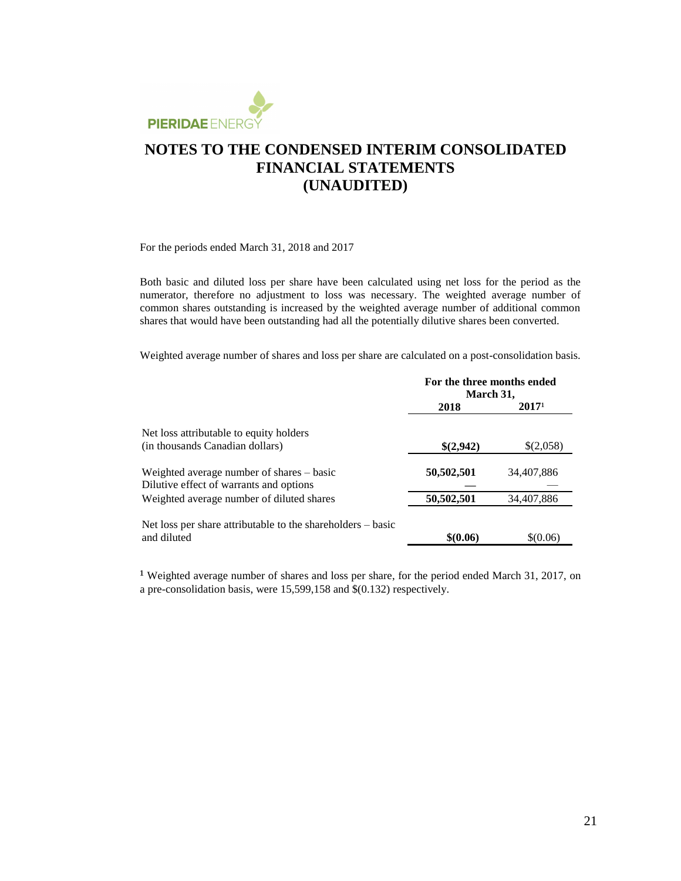# NOTES TO THE CONDENSED INTERIM CONSOLIDATED FINANCIAL STATEMENTS (UNAUDITED)

For the periods ended March 31, 2018 and 2017

Both basic and diluted loss per share have been calculated using net loss for the period as the numerator, therefore no adjustment to loss was necessary. The weighted average number of common shares outstanding is increased by the weighted average number of additional common shares that would have been outstanding had all the potentially dilutive shares been converted.

Weighted average number of shares and loss per share are calculated on a post-consolidation basis.

| | For the three months ended March 31, | |
|---|---|---|
| | **2018** | **2017**[1] |
| Net loss attributable to equity holders (in thousands Canadian dollars) | **$(2,942)** | $(2,058) |
| Weighted average number of shares – basic | **50,502,501** | 34,407,886 |
| Dilutive effect of warrants and options | **—** | — |
| Weighted average number of diluted shares | **50,502,501** | 34,407,886 |
| Net loss per share attributable to the shareholders – basic and diluted | **$(0.06)** | $(0.06) |

[1] Weighted average number of shares and loss per share, for the period ended March 31, 2017, on a pre-consolidation basis, were 15,599,158 and $(0.132) respectively.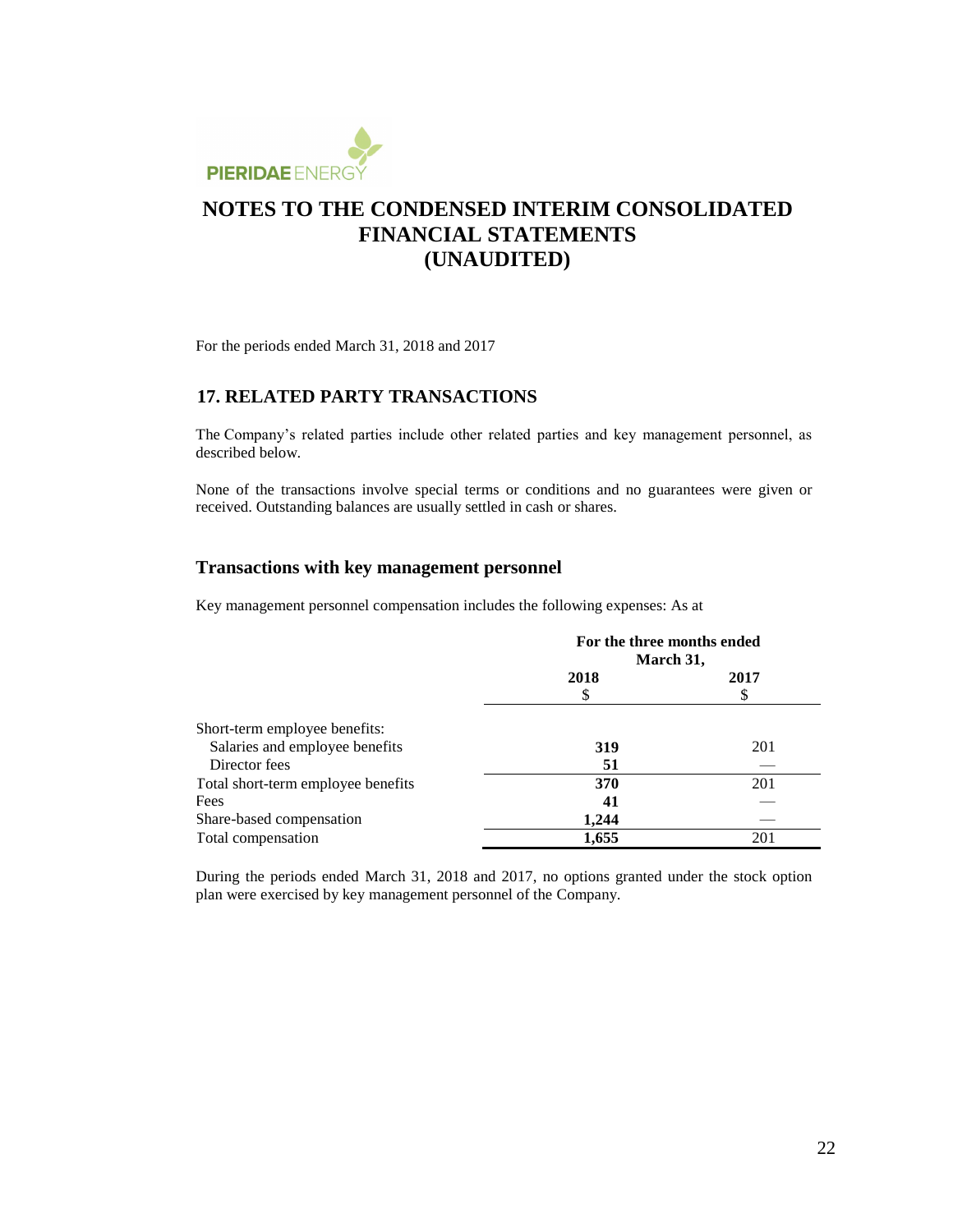# NOTES TO THE CONDENSED INTERIM CONSOLIDATED FINANCIAL STATEMENTS (UNAUDITED)

For the periods ended March 31, 2018 and 2017

## 17. RELATED PARTY TRANSACTIONS

The Company's related parties include other related parties and key management personnel, as described below.

None of the transactions involve special terms or conditions and no guarantees were given or received. Outstanding balances are usually settled in cash or shares.

### Transactions with key management personnel

Key management personnel compensation includes the following expenses: As at

| | For the three months ended March 31, | |
|---|---|---|
| | **2018** | **2017** |
| | $ | $ |
| Short-term employee benefits: | | |
| Salaries and employee benefits | **319** | 201 |
| Director fees | **51** | — |
| Total short-term employee benefits | **370** | 201 |
| Fees | **41** | — |
| Share-based compensation | **1,244** | — |
| Total compensation | **1,655** | 201 |

During the periods ended March 31, 2018 and 2017, no options granted under the stock option plan were exercised by key management personnel of the Company.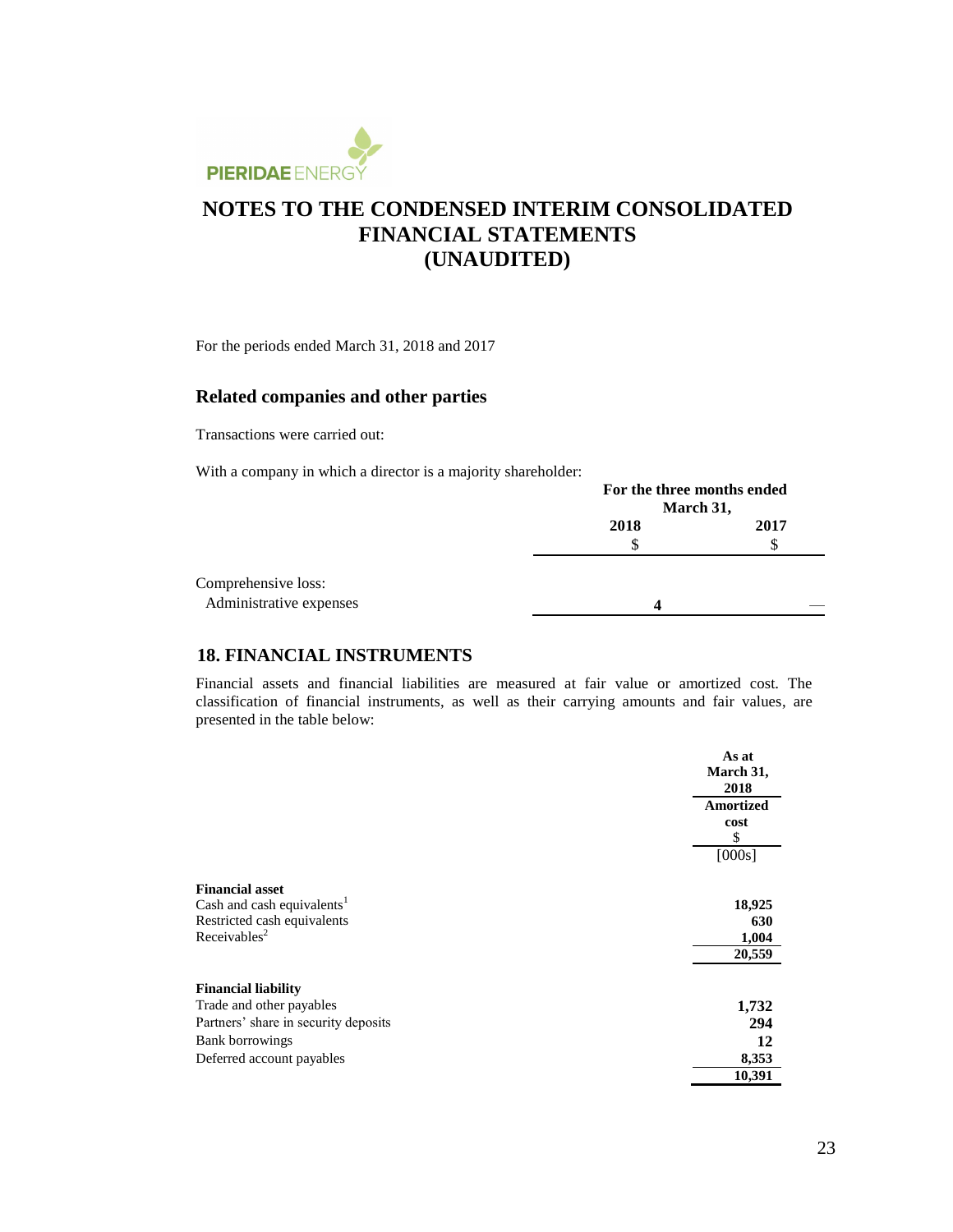# NOTES TO THE CONDENSED INTERIM CONSOLIDATED FINANCIAL STATEMENTS (UNAUDITED)

For the periods ended March 31, 2018 and 2017

## Related companies and other parties

Transactions were carried out:

With a company in which a director is a majority shareholder:

| | For the three months ended March 31, | |
|---|---|---|
| | 2018 | 2017 |
| | $ | $ |
| Comprehensive loss: | | |
| Administrative expenses | 4 | — |

## 18. FINANCIAL INSTRUMENTS

Financial assets and financial liabilities are measured at fair value or amortized cost. The classification of financial instruments, as well as their carrying amounts and fair values, are presented in the table below:

| | As at March 31, 2018 |
|---|---|
| | Amortized cost |
| | $ |
| | [000s] |
| **Financial asset** | |
| Cash and cash equivalents[1] | 18,925 |
| Restricted cash equivalents | 630 |
| Receivables[2] | 1,004 |
| | 20,559 |
| **Financial liability** | |
| Trade and other payables | 1,732 |
| Partners' share in security deposits | 294 |
| Bank borrowings | 12 |
| Deferred account payables | 8,353 |
| | 10,391 |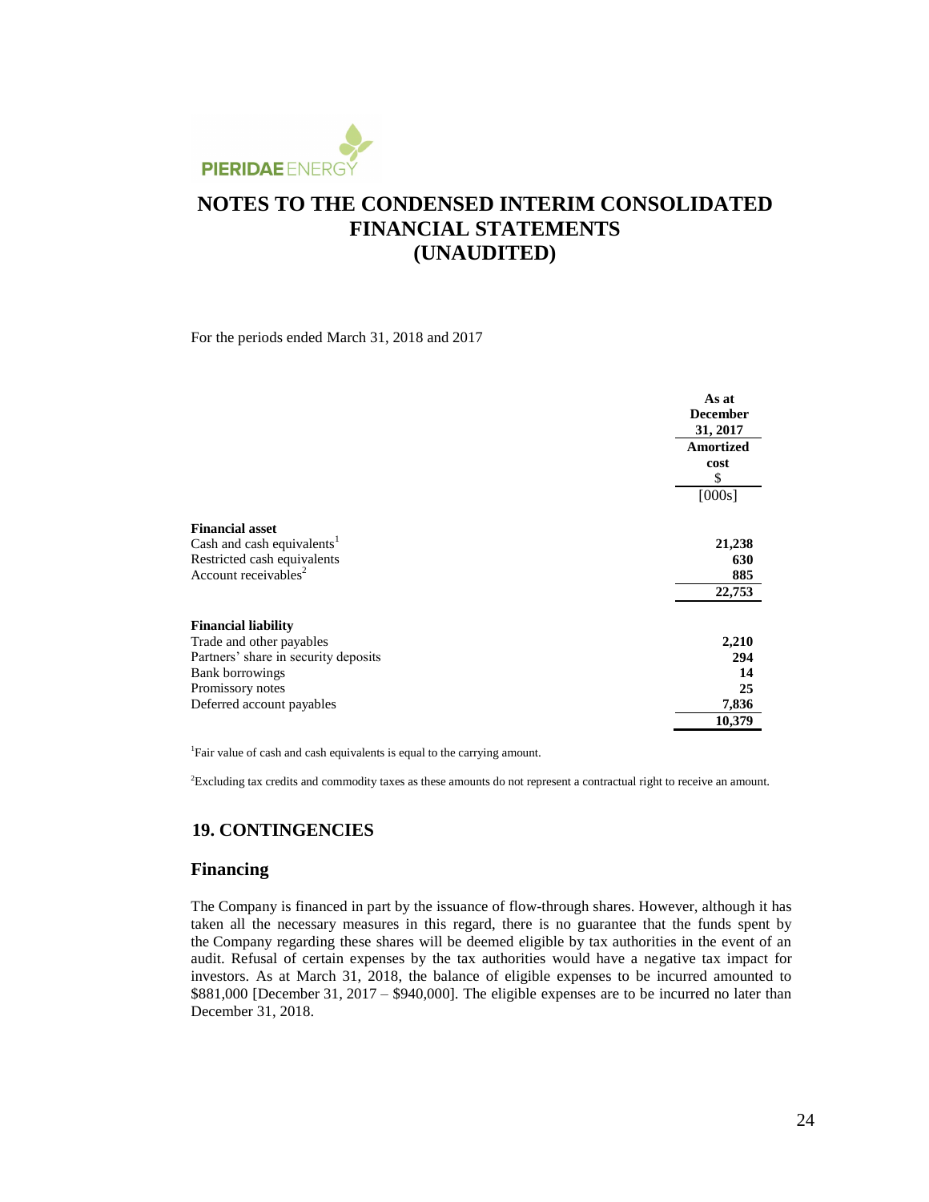# NOTES TO THE CONDENSED INTERIM CONSOLIDATED FINANCIAL STATEMENTS (UNAUDITED)

For the periods ended March 31, 2018 and 2017

| | As at December 31, 2017 |
|---|---|
| | Amortized cost $ |
| | [000s] |
| **Financial asset** | |
| Cash and cash equivalents[1] | **21,238** |
| Restricted cash equivalents | **630** |
| Account receivables[2] | **885** |
| | **22,753** |
| **Financial liability** | |
| Trade and other payables | **2,210** |
| Partners' share in security deposits | **294** |
| Bank borrowings | **14** |
| Promissory notes | **25** |
| Deferred account payables | **7,836** |
| | **10,379** |

[1]Fair value of cash and cash equivalents is equal to the carrying amount.

[2]Excluding tax credits and commodity taxes as these amounts do not represent a contractual right to receive an amount.

## 19. CONTINGENCIES

### Financing

The Company is financed in part by the issuance of flow-through shares. However, although it has taken all the necessary measures in this regard, there is no guarantee that the funds spent by the Company regarding these shares will be deemed eligible by tax authorities in the event of an audit. Refusal of certain expenses by the tax authorities would have a negative tax impact for investors. As at March 31, 2018, the balance of eligible expenses to be incurred amounted to $881,000 [December 31, 2017 – $940,000]. The eligible expenses are to be incurred no later than December 31, 2018.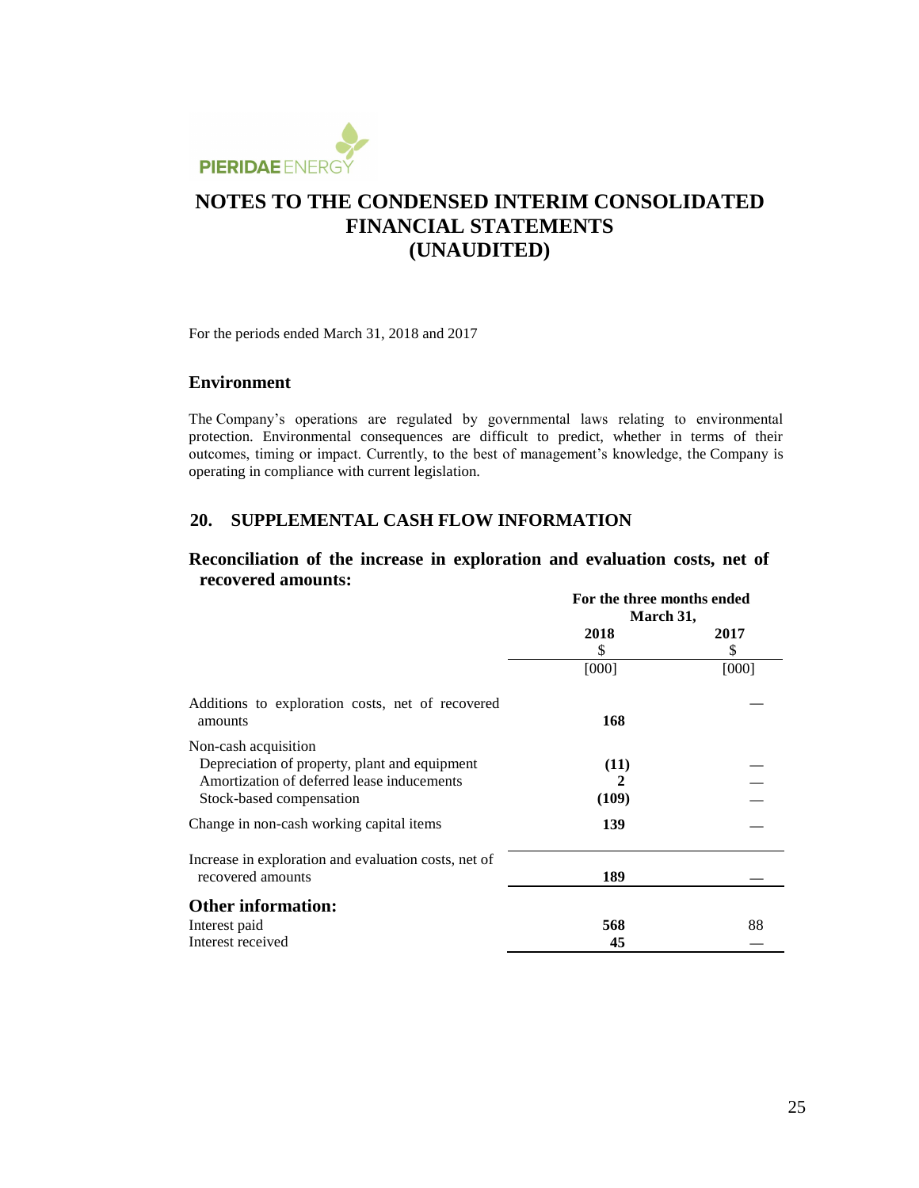# NOTES TO THE CONDENSED INTERIM CONSOLIDATED FINANCIAL STATEMENTS (UNAUDITED)

For the periods ended March 31, 2018 and 2017

### Environment

The Company's operations are regulated by governmental laws relating to environmental protection. Environmental consequences are difficult to predict, whether in terms of their outcomes, timing or impact. Currently, to the best of management's knowledge, the Company is operating in compliance with current legislation.

## 20. SUPPLEMENTAL CASH FLOW INFORMATION

### Reconciliation of the increase in exploration and evaluation costs, net of recovered amounts:

| | For the three months ended March 31, | |
|---|---|---|
| | **2018** | **2017** |
| | $ | $ |
| | [000] | [000] |
| Additions to exploration costs, net of recovered amounts | **168** | — |
| Non-cash acquisition | | |
| Depreciation of property, plant and equipment | **(11)** | — |
| Amortization of deferred lease inducements | **2** | — |
| Stock-based compensation | **(109)** | — |
| Change in non-cash working capital items | **139** | — |
| Increase in exploration and evaluation costs, net of recovered amounts | **189** | — |
| **Other information:** | | |
| Interest paid | **568** | 88 |
| Interest received | **45** | — |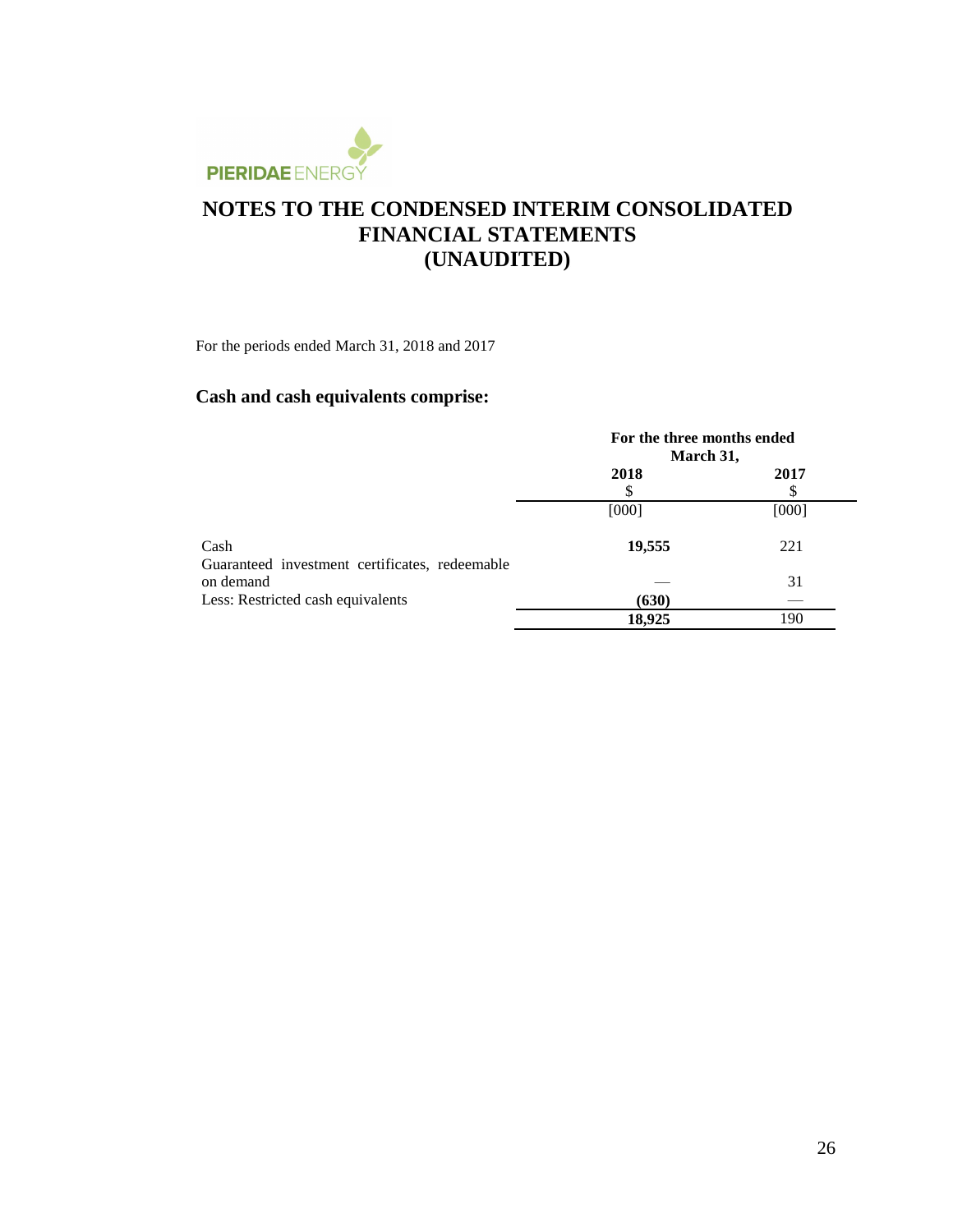# NOTES TO THE CONDENSED INTERIM CONSOLIDATED FINANCIAL STATEMENTS (UNAUDITED)

For the periods ended March 31, 2018 and 2017

## Cash and cash equivalents comprise:

| | For the three months ended March 31, | |
|---|---|---|
| | **2018** | **2017** |
| | $ | $ |
| | [000] | [000] |
| Cash | **19,555** | 221 |
| Guaranteed investment certificates, redeemable on demand | — | 31 |
| Less: Restricted cash equivalents | **(630)** | — |
| | **18,925** | 190 |